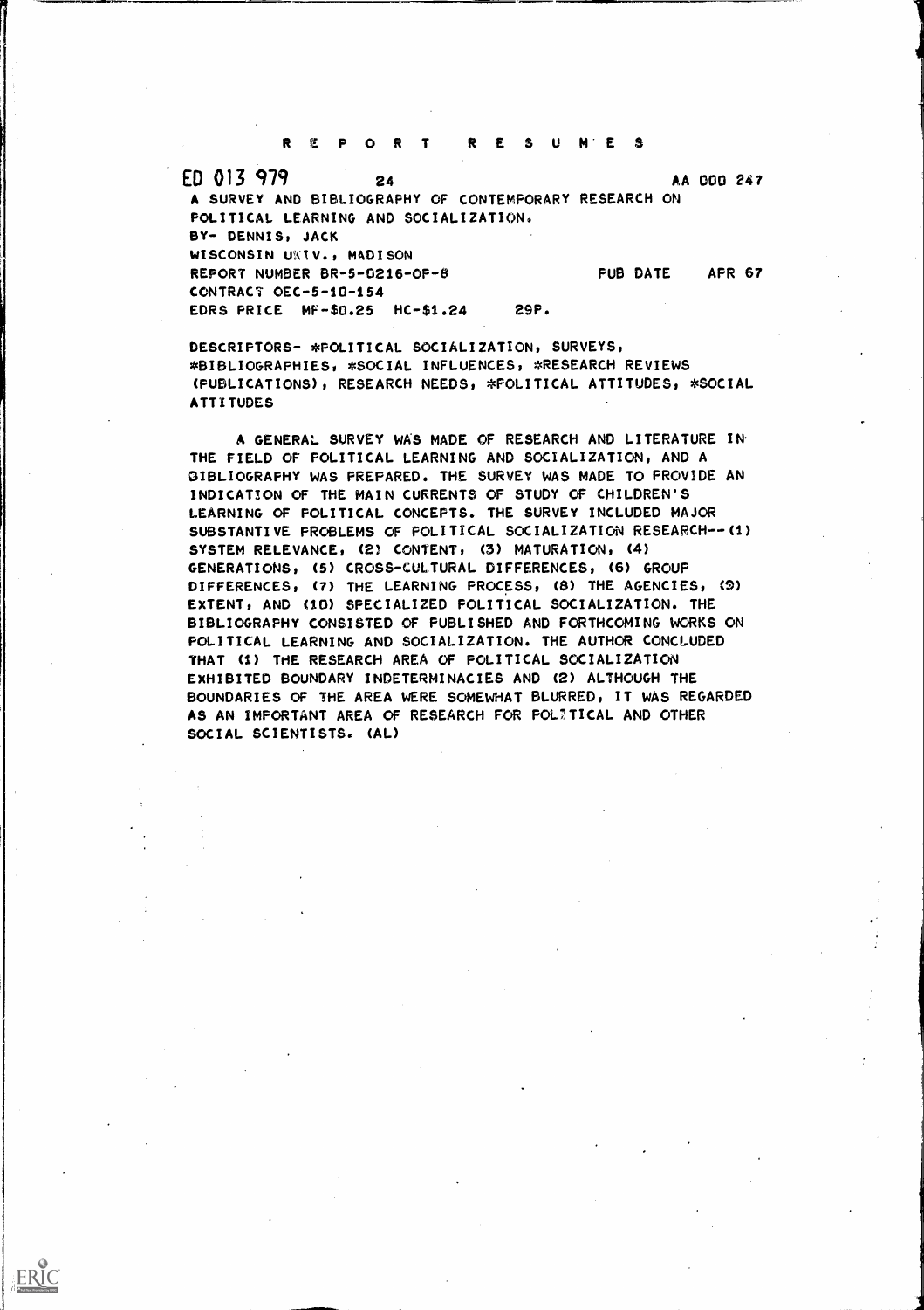# REPORT RESUMES

ED 013 979 24 AA 000 247

A SURVEY AND BIBLIOGRAPHY OF CONTEMPORARY RESEARCH ON POLITICAL LEARNING AND SOCIALIZATION.

BY- DENNIS, JACK

WISCONSIN UNIV., MADISON

REPORT NUMBER BR-5-0216-OP-8 PUB DATE APR 67

CONTRACT OEC-5-10-154

EDRS PRICE MF-$0.25 HC-$1.24 29P.

DESCRIPTORS- *POLITICAL SOCIALIZATION, SURVEYS, *BIBLIOGRAPHIES, *SOCIAL INFLUENCES, *RESEARCH REVIEWS (PUBLICATIONS), RESEARCH NEEDS, *POLITICAL ATTITUDES, *SOCIAL ATTITUDES

A GENERAL SURVEY WAS MADE OF RESEARCH AND LITERATURE IN THE FIELD OF POLITICAL LEARNING AND SOCIALIZATION, AND A BIBLIOGRAPHY WAS PREPARED. THE SURVEY WAS MADE TO PROVIDE AN INDICATION OF THE MAIN CURRENTS OF STUDY OF CHILDREN'S LEARNING OF POLITICAL CONCEPTS. THE SURVEY INCLUDED MAJOR SUBSTANTIVE PROBLEMS OF POLITICAL SOCIALIZATION RESEARCH--(1) SYSTEM RELEVANCE, (2) CONTENT, (3) MATURATION, (4) GENERATIONS, (5) CROSS-CULTURAL DIFFERENCES, (6) GROUP DIFFERENCES, (7) THE LEARNING PROCESS, (8) THE AGENCIES, (9) EXTENT, AND (10) SPECIALIZED POLITICAL SOCIALIZATION. THE BIBLIOGRAPHY CONSISTED OF PUBLISHED AND FORTHCOMING WORKS ON POLITICAL LEARNING AND SOCIALIZATION. THE AUTHOR CONCLUDED THAT (1) THE RESEARCH AREA OF POLITICAL SOCIALIZATION EXHIBITED BOUNDARY INDETERMINACIES AND (2) ALTHOUGH THE BOUNDARIES OF THE AREA WERE SOMEWHAT BLURRED, IT WAS REGARDED AS AN IMPORTANT AREA OF RESEARCH FOR POLITICAL AND OTHER SOCIAL SCIENTISTS. (AL)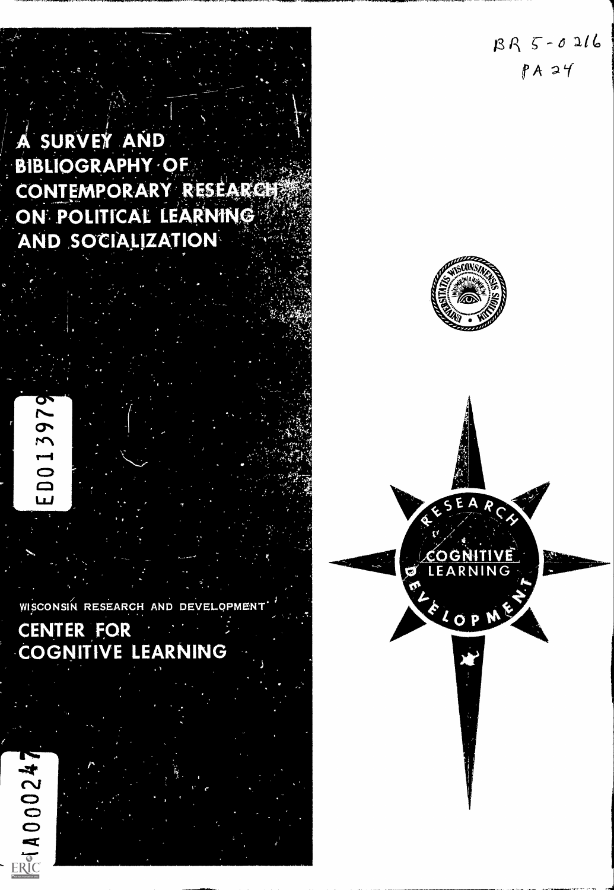BR 5-0216
PA 24

# A SURVEY AND BIBLIOGRAPHY OF CONTEMPORARY RESEARCH ON POLITICAL LEARNING AND SOCIALIZATION

ED013979

WISCONSIN RESEARCH AND DEVELOPMENT

CENTER FOR COGNITIVE LEARNING

RESEARCH AND DEVELOPMENT

COGNITIVE LEARNING

AA000247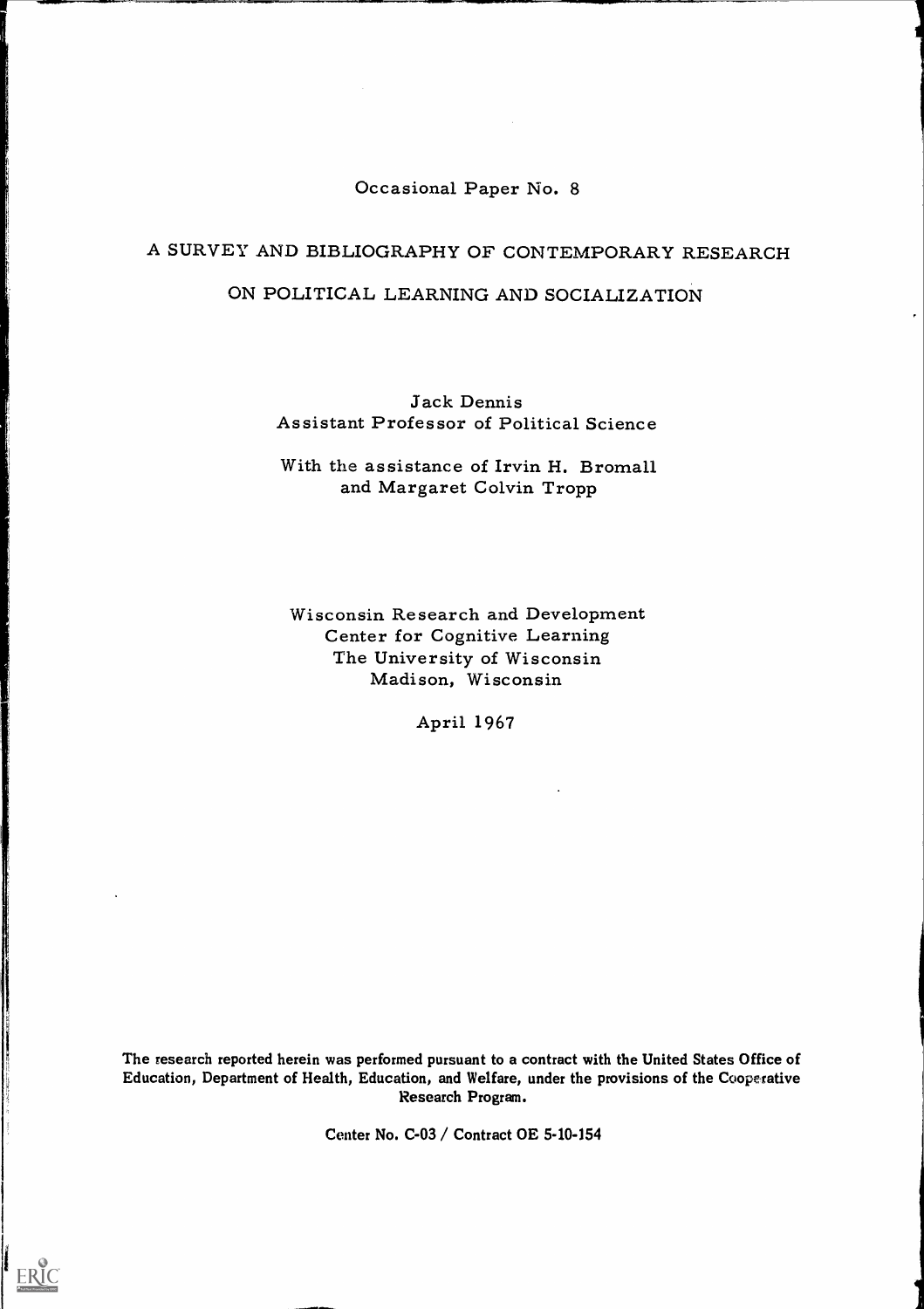Occasional Paper No. 8

# A SURVEY AND BIBLIOGRAPHY OF CONTEMPORARY RESEARCH ON POLITICAL LEARNING AND SOCIALIZATION

Jack Dennis
Assistant Professor of Political Science

With the assistance of Irvin H. Bromall
and Margaret Colvin Tropp

Wisconsin Research and Development
Center for Cognitive Learning
The University of Wisconsin
Madison, Wisconsin

April 1967

The research reported herein was performed pursuant to a contract with the United States Office of Education, Department of Health, Education, and Welfare, under the provisions of the Cooperative Research Program.

Center No. C-03 / Contract OE 5-10-154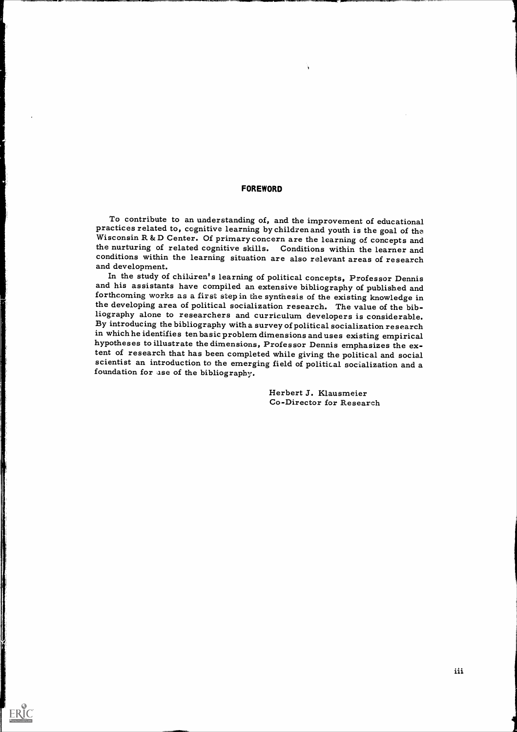# FOREWORD

To contribute to an understanding of, and the improvement of educational practices related to, cognitive learning by children and youth is the goal of the Wisconsin R & D Center. Of primary concern are the learning of concepts and the nurturing of related cognitive skills. Conditions within the learner and conditions within the learning situation are also relevant areas of research and development.

In the study of children's learning of political concepts, Professor Dennis and his assistants have compiled an extensive bibliography of published and forthcoming works as a first step in the synthesis of the existing knowledge in the developing area of political socialization research. The value of the bibliography alone to researchers and curriculum developers is considerable. By introducing the bibliography with a survey of political socialization research in which he identifies ten basic problem dimensions and uses existing empirical hypotheses to illustrate the dimensions, Professor Dennis emphasizes the extent of research that has been completed while giving the political and social scientist an introduction to the emerging field of political socialization and a foundation for use of the bibliography.

Herbert J. Klausmeier
Co-Director for Research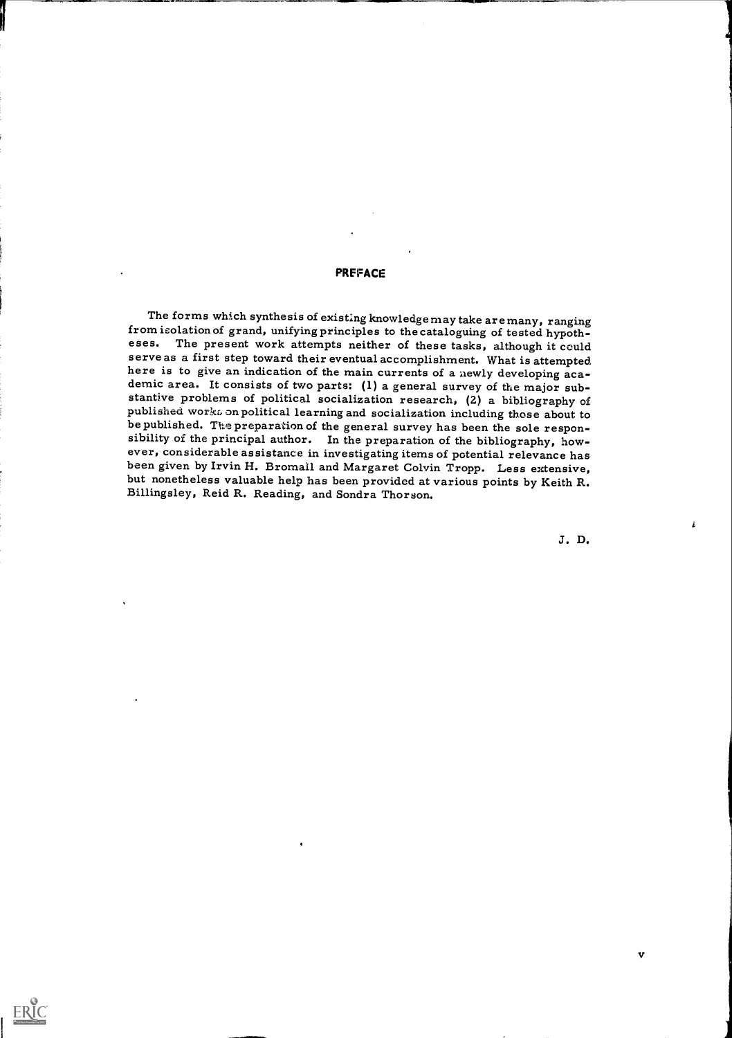# PREFACE

The forms which synthesis of existing knowledge may take are many, ranging from isolation of grand, unifying principles to the cataloguing of tested hypotheses. The present work attempts neither of these tasks, although it could serve as a first step toward their eventual accomplishment. What is attempted here is to give an indication of the main currents of a newly developing academic area. It consists of two parts: (1) a general survey of the major substantive problems of political socialization research, (2) a bibliography of published works on political learning and socialization including those about to be published. The preparation of the general survey has been the sole responsibility of the principal author. In the preparation of the bibliography, however, considerable assistance in investigating items of potential relevance has been given by Irvin H. Bromall and Margaret Colvin Tropp. Less extensive, but nonetheless valuable help has been provided at various points by Keith R. Billingsley, Reid R. Reading, and Sondra Thorson.

J. D.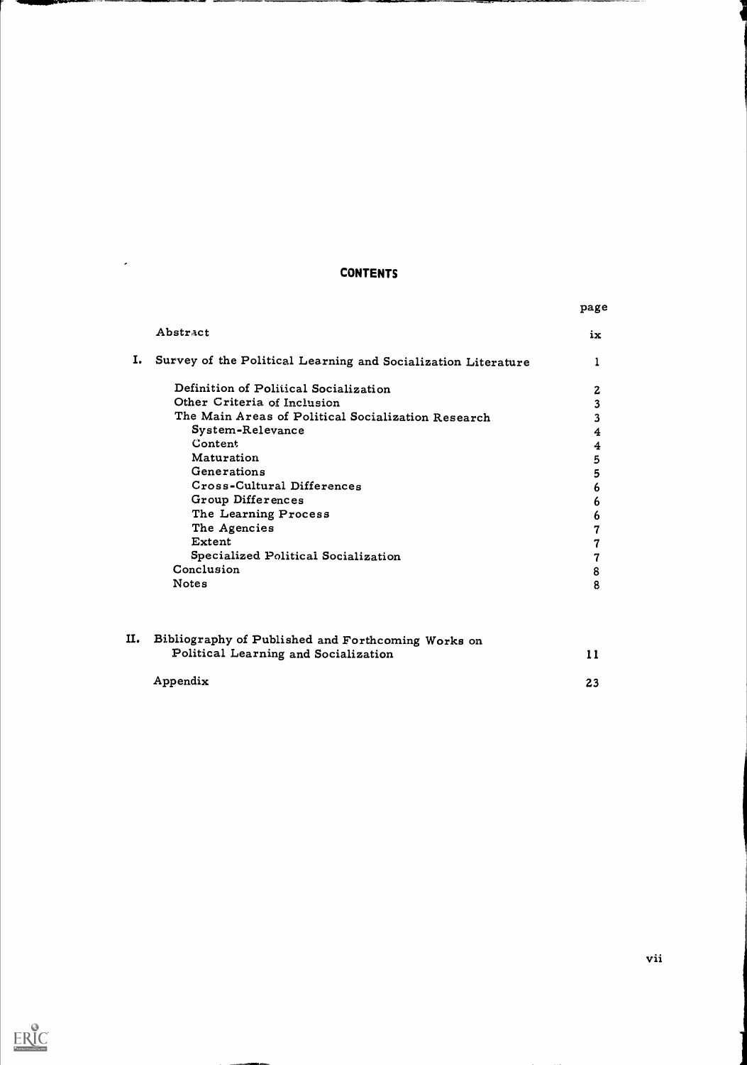# CONTENTS

| | | page |
|---|---|---|
| | Abstract | ix |
| I. | Survey of the Political Learning and Socialization Literature | 1 |
| | Definition of Political Socialization | 2 |
| | Other Criteria of Inclusion | 3 |
| | The Main Areas of Political Socialization Research | 3 |
| | System-Relevance | 4 |
| | Content | 4 |
| | Maturation | 5 |
| | Generations | 5 |
| | Cross-Cultural Differences | 6 |
| | Group Differences | 6 |
| | The Learning Process | 6 |
| | The Agencies | 7 |
| | Extent | 7 |
| | Specialized Political Socialization | 7 |
| | Conclusion | 8 |
| | Notes | 8 |
| II. | Bibliography of Published and Forthcoming Works on Political Learning and Socialization | 11 |
| | Appendix | 23 |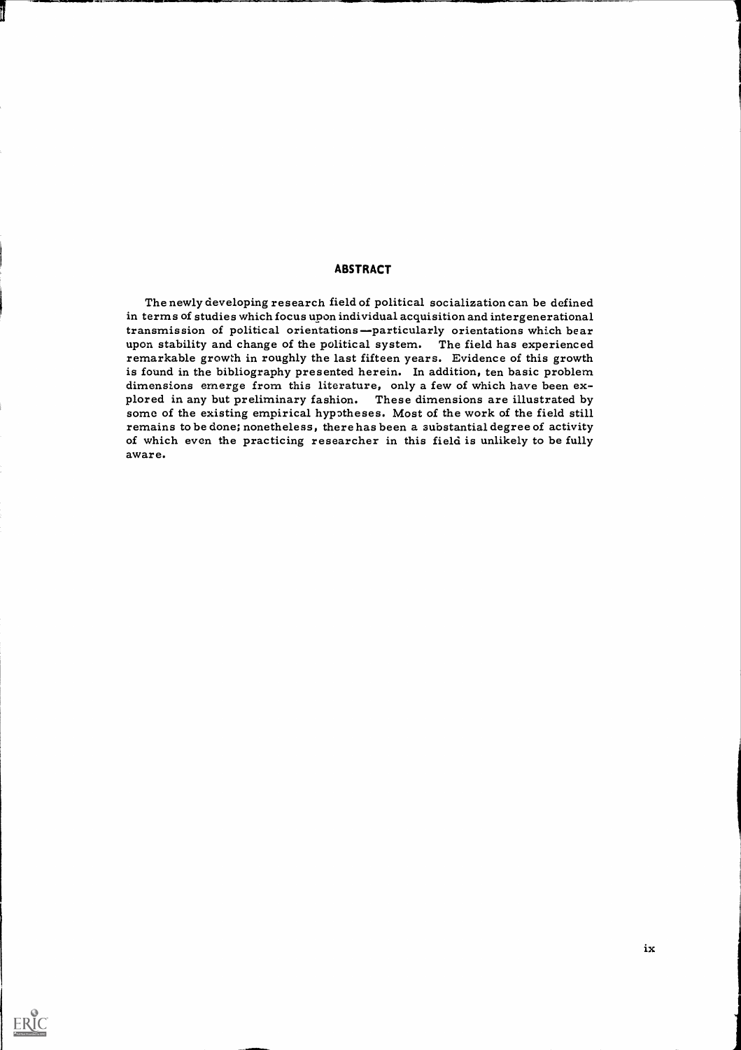## ABSTRACT

The newly developing research field of political socialization can be defined in terms of studies which focus upon individual acquisition and intergenerational transmission of political orientations—particularly orientations which bear upon stability and change of the political system. The field has experienced remarkable growth in roughly the last fifteen years. Evidence of this growth is found in the bibliography presented herein. In addition, ten basic problem dimensions emerge from this literature, only a few of which have been explored in any but preliminary fashion. These dimensions are illustrated by some of the existing empirical hypotheses. Most of the work of the field still remains to be done; nonetheless, there has been a substantial degree of activity of which even the practicing researcher in this field is unlikely to be fully aware.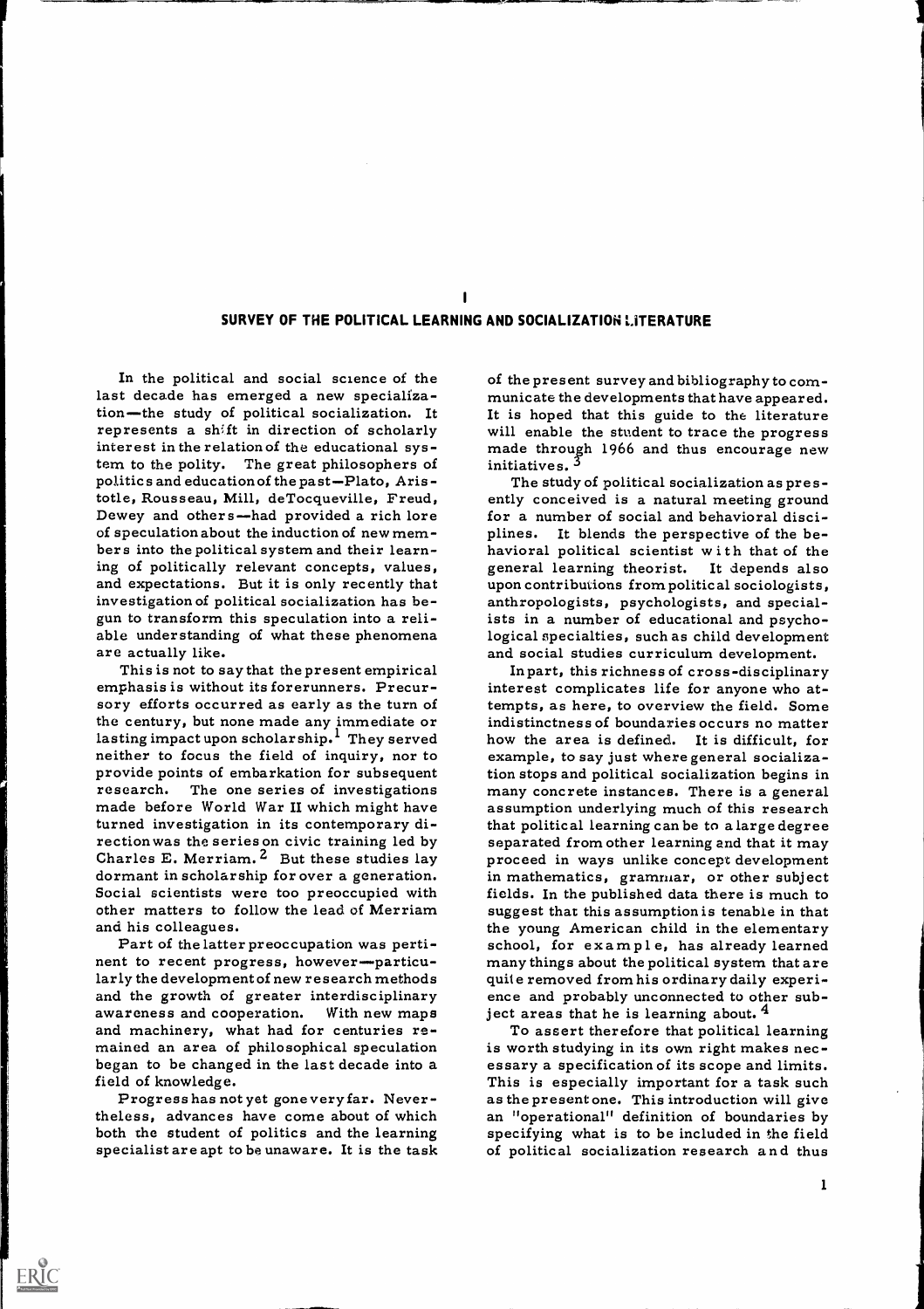# I

## SURVEY OF THE POLITICAL LEARNING AND SOCIALIZATION LITERATURE

In the political and social science of the last decade has emerged a new specialization—the study of political socialization. It represents a shift in direction of scholarly interest in the relation of the educational system to the polity. The great philosophers of politics and education of the past—Plato, Aristotle, Rousseau, Mill, deTocqueville, Freud, Dewey and others—had provided a rich lore of speculation about the induction of new members into the political system and their learning of politically relevant concepts, values, and expectations. But it is only recently that investigation of political socialization has begun to transform this speculation into a reliable understanding of what these phenomena are actually like.

This is not to say that the present empirical emphasis is without its forerunners. Precursory efforts occurred as early as the turn of the century, but none made any immediate or lasting impact upon scholarship.[1] They served neither to focus the field of inquiry, nor to provide points of embarkation for subsequent research. The one series of investigations made before World War II which might have turned investigation in its contemporary direction was the series on civic training led by Charles E. Merriam.[2] But these studies lay dormant in scholarship for over a generation. Social scientists were too preoccupied with other matters to follow the lead of Merriam and his colleagues.

Part of the latter preoccupation was pertinent to recent progress, however—particularly the development of new research methods and the growth of greater interdisciplinary awareness and cooperation. With new maps and machinery, what had for centuries remained an area of philosophical speculation began to be changed in the last decade into a field of knowledge.

Progress has not yet gone very far. Nevertheless, advances have come about of which both the student of politics and the learning specialist are apt to be unaware. It is the task of the present survey and bibliography to communicate the developments that have appeared. It is hoped that this guide to the literature will enable the student to trace the progress made through 1966 and thus encourage new initiatives.[3]

The study of political socialization as presently conceived is a natural meeting ground for a number of social and behavioral disciplines. It blends the perspective of the behavioral political scientist with that of the general learning theorist. It depends also upon contributions from political sociologists, anthropologists, psychologists, and specialists in a number of educational and psychological specialties, such as child development and social studies curriculum development.

In part, this richness of cross-disciplinary interest complicates life for anyone who attempts, as here, to overview the field. Some indistinctness of boundaries occurs no matter how the area is defined. It is difficult, for example, to say just where general socialization stops and political socialization begins in many concrete instances. There is a general assumption underlying much of this research that political learning can be to a large degree separated from other learning and that it may proceed in ways unlike concept development in mathematics, grammar, or other subject fields. In the published data there is much to suggest that this assumption is tenable in that the young American child in the elementary school, for example, has already learned many things about the political system that are quite removed from his ordinary daily experience and probably unconnected to other subject areas that he is learning about.[4]

To assert therefore that political learning is worth studying in its own right makes necessary a specification of its scope and limits. This is especially important for a task such as the present one. This introduction will give an "operational" definition of boundaries by specifying what is to be included in the field of political socialization research and thus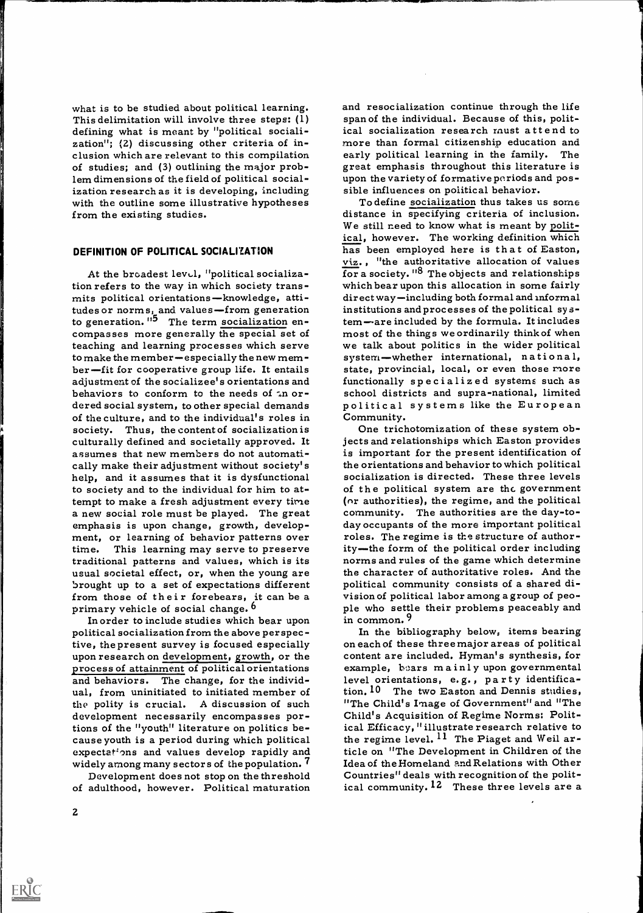what is to be studied about political learning. This delimitation will involve three steps: (1) defining what is meant by "political socialization"; (2) discussing other criteria of inclusion which are relevant to this compilation of studies; and (3) outlining the major problem dimensions of the field of political socialization research as it is developing, including with the outline some illustrative hypotheses from the existing studies.

## DEFINITION OF POLITICAL SOCIALIZATION

At the broadest level, "political socialization refers to the way in which society transmits political orientations—knowledge, attitudes or norms, and values—from generation to generation."[5] The term socialization encompasses more generally the special set of teaching and learning processes which serve to make the member—especially the new member—fit for cooperative group life. It entails adjustment of the socializee's orientations and behaviors to conform to the needs of an ordered social system, to other special demands of the culture, and to the individual's roles in society. Thus, the content of socialization is culturally defined and societally approved. It assumes that new members do not automatically make their adjustment without society's help, and it assumes that it is dysfunctional to society and to the individual for him to attempt to make a fresh adjustment every time a new social role must be played. The great emphasis is upon change, growth, development, or learning of behavior patterns over time. This learning may serve to preserve traditional patterns and values, which is its usual societal effect, or, when the young are brought up to a set of expectations different from those of their forebears, it can be a primary vehicle of social change.[6]

In order to include studies which bear upon political socialization from the above perspective, the present survey is focused especially upon research on development, growth, or the process of attainment of political orientations and behaviors. The change, for the individual, from uninitiated to initiated member of the polity is crucial. A discussion of such development necessarily encompasses portions of the "youth" literature on politics because youth is a period during which political expectations and values develop rapidly and widely among many sectors of the population.[7]

Development does not stop on the threshold of adulthood, however. Political maturation and resocialization continue through the life span of the individual. Because of this, political socialization research must attend to more than formal citizenship education and early political learning in the family. The great emphasis throughout this literature is upon the variety of formative periods and possible influences on political behavior.

To define socialization thus takes us some distance in specifying criteria of inclusion. We still need to know what is meant by political, however. The working definition which has been employed here is that of Easton, viz., "the authoritative allocation of values for a society."[8] The objects and relationships which bear upon this allocation in some fairly direct way—including both formal and informal institutions and processes of the political system—are included by the formula. It includes most of the things we ordinarily think of when we talk about politics in the wider political system—whether international, national, state, provincial, local, or even those more functionally specialized systems such as school districts and supra-national, limited political systems like the European Community.

One trichotomization of these system objects and relationships which Easton provides is important for the present identification of the orientations and behavior to which political socialization is directed. These three levels of the political system are the government (or authorities), the regime, and the political community. The authorities are the day-to-day occupants of the more important political roles. The regime is the structure of authority—the form of the political order including norms and rules of the game which determine the character of authoritative roles. And the political community consists of a shared division of political labor among a group of people who settle their problems peaceably and in common.[9]

In the bibliography below, items bearing on each of these three major areas of political content are included. Hyman's synthesis, for example, bears mainly upon governmental level orientations, e.g., party identification.[10] The two Easton and Dennis studies, "The Child's Image of Government" and "The Child's Acquisition of Regime Norms: Political Efficacy," illustrate research relative to the regime level.[11] The Piaget and Weil article on "The Development in Children of the Idea of the Homeland and Relations with Other Countries" deals with recognition of the political community.[12] These three levels are a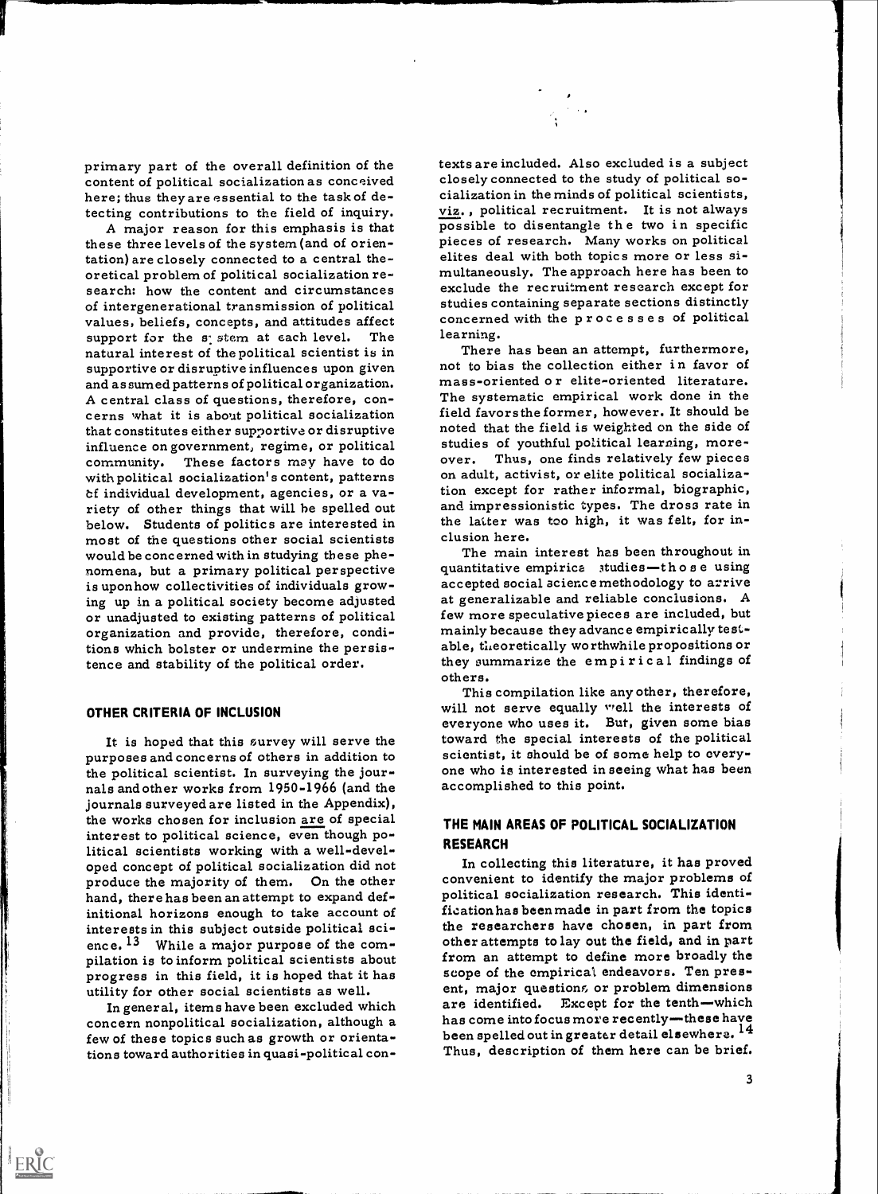primary part of the overall definition of the content of political socialization as conceived here; thus they are essential to the task of detecting contributions to the field of inquiry.

A major reason for this emphasis is that these three levels of the system (and of orientation) are closely connected to a central theoretical problem of political socialization research: how the content and circumstances of intergenerational transmission of political values, beliefs, concepts, and attitudes affect support for the system at each level. The natural interest of the political scientist is in supportive or disruptive influences upon given and assumed patterns of political organization. A central class of questions, therefore, concerns what it is about political socialization that constitutes either supportive or disruptive influence on government, regime, or political community. These factors may have to do with political socialization's content, patterns of individual development, agencies, or a variety of other things that will be spelled out below. Students of politics are interested in most of the questions other social scientists would be concerned with in studying these phenomena, but a primary political perspective is upon how collectivities of individuals growing up in a political society become adjusted or unadjusted to existing patterns of political organization and provide, therefore, conditions which bolster or undermine the persistence and stability of the political order.

## OTHER CRITERIA OF INCLUSION

It is hoped that this survey will serve the purposes and concerns of others in addition to the political scientist. In surveying the journals and other works from 1950-1966 (and the journals surveyed are listed in the Appendix), the works chosen for inclusion are of special interest to political science, even though political scientists working with a well-developed concept of political socialization did not produce the majority of them. On the other hand, there has been an attempt to expand definitional horizons enough to take account of interests in this subject outside political science.[13] While a major purpose of the compilation is to inform political scientists about progress in this field, it is hoped that it has utility for other social scientists as well.

In general, items have been excluded which concern nonpolitical socialization, although a few of these topics such as growth or orientations toward authorities in quasi-political contexts are included. Also excluded is a subject closely connected to the study of political socialization in the minds of political scientists, viz., political recruitment. It is not always possible to disentangle the two in specific pieces of research. Many works on political elites deal with both topics more or less simultaneously. The approach here has been to exclude the recruitment research except for studies containing separate sections distinctly concerned with the processes of political learning.

There has been an attempt, furthermore, not to bias the collection either in favor of mass-oriented or elite-oriented literature. The systematic empirical work done in the field favors the former, however. It should be noted that the field is weighted on the side of studies of youthful political learning, moreover. Thus, one finds relatively few pieces on adult, activist, or elite political socialization except for rather informal, biographic, and impressionistic types. The dross rate in the latter was too high, it was felt, for inclusion here.

The main interest has been throughout in quantitative empirical studies—those using accepted social science methodology to arrive at generalizable and reliable conclusions. A few more speculative pieces are included, but mainly because they advance empirically testable, theoretically worthwhile propositions or they summarize the empirical findings of others.

This compilation like any other, therefore, will not serve equally well the interests of everyone who uses it. But, given some bias toward the special interests of the political scientist, it should be of some help to everyone who is interested in seeing what has been accomplished to this point.

## THE MAIN AREAS OF POLITICAL SOCIALIZATION RESEARCH

In collecting this literature, it has proved convenient to identify the major problems of political socialization research. This identification has been made in part from the topics the researchers have chosen, in part from other attempts to lay out the field, and in part from an attempt to define more broadly the scope of the empirical endeavors. Ten present, major questions or problem dimensions are identified. Except for the tenth—which has come into focus more recently—these have been spelled out in greater detail elsewhere.[14] Thus, description of them here can be brief.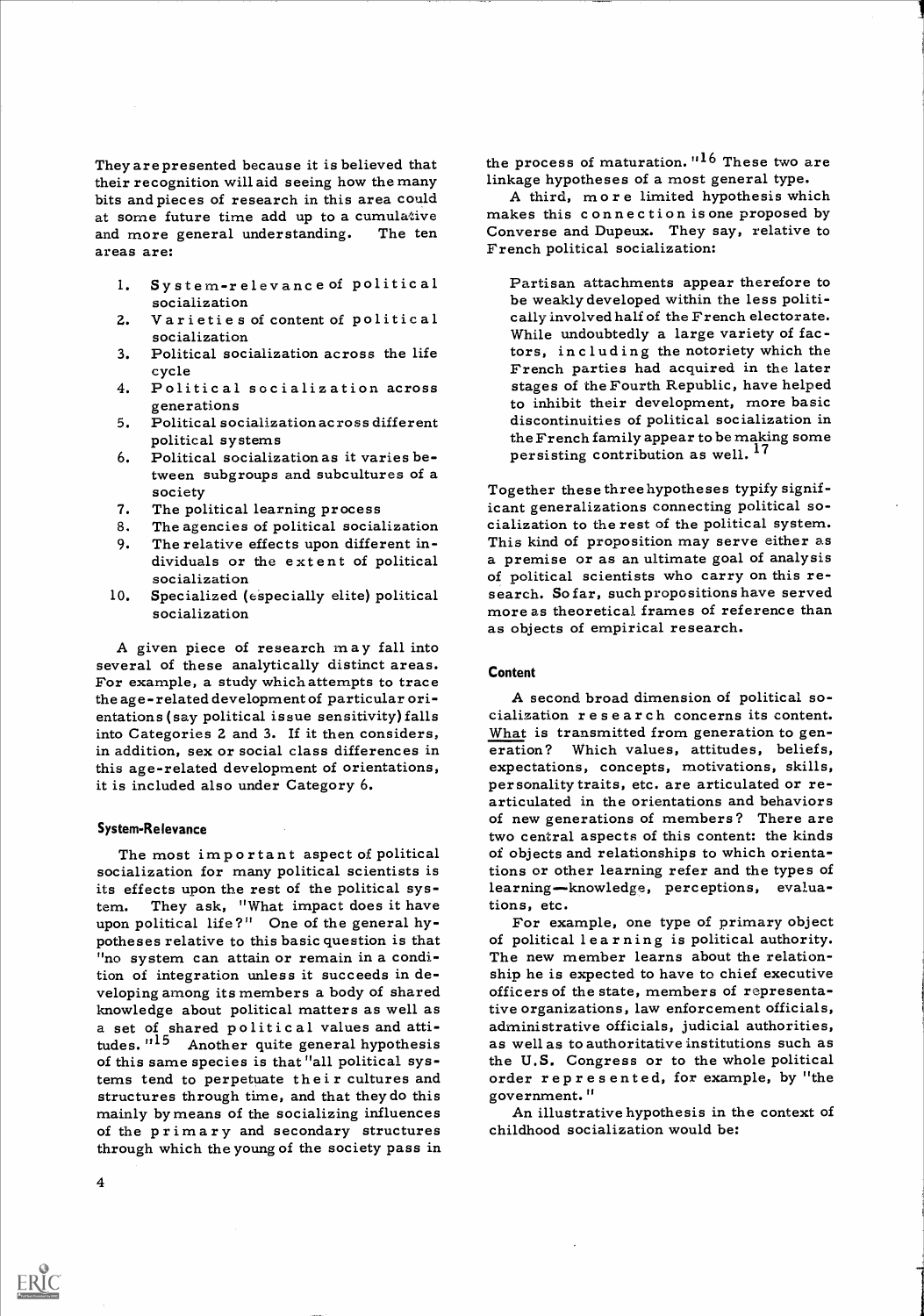They are presented because it is believed that their recognition will aid seeing how the many bits and pieces of research in this area could at some future time add up to a cumulative and more general understanding. The ten areas are:

1. System-relevance of political socialization
2. Varieties of content of political socialization
3. Political socialization across the life cycle
4. Political socialization across generations
5. Political socialization across different political systems
6. Political socialization as it varies between subgroups and subcultures of a society
7. The political learning process
8. The agencies of political socialization
9. The relative effects upon different individuals or the extent of political socialization
10. Specialized (especially elite) political socialization

A given piece of research may fall into several of these analytically distinct areas. For example, a study which attempts to trace the age-related development of particular orientations (say political issue sensitivity) falls into Categories 2 and 3. If it then considers, in addition, sex or social class differences in this age-related development of orientations, it is included also under Category 6.

### System-Relevance

The most important aspect of political socialization for many political scientists is its effects upon the rest of the political system. They ask, "What impact does it have upon political life?" One of the general hypotheses relative to this basic question is that "no system can attain or remain in a condition of integration unless it succeeds in developing among its members a body of shared knowledge about political matters as well as a set of shared political values and attitudes."[15] Another quite general hypothesis of this same species is that "all political systems tend to perpetuate their cultures and structures through time, and that they do this mainly by means of the socializing influences of the primary and secondary structures through which the young of the society pass in the process of maturation."[16] These two are linkage hypotheses of a most general type.

A third, more limited hypothesis which makes this connection is one proposed by Converse and Dupeux. They say, relative to French political socialization:

> Partisan attachments appear therefore to be weakly developed within the less politically involved half of the French electorate. While undoubtedly a large variety of factors, including the notoriety which the French parties had acquired in the later stages of the Fourth Republic, have helped to inhibit their development, more basic discontinuities of political socialization in the French family appear to be making some persisting contribution as well.[17]

Together these three hypotheses typify significant generalizations connecting political socialization to the rest of the political system. This kind of proposition may serve either as a premise or as an ultimate goal of analysis of political scientists who carry on this research. So far, such propositions have served more as theoretical frames of reference than as objects of empirical research.

### Content

A second broad dimension of political socialization research concerns its content. What is transmitted from generation to generation? Which values, attitudes, beliefs, expectations, concepts, motivations, skills, personality traits, etc. are articulated or re-articulated in the orientations and behaviors of new generations of members? There are two central aspects of this content: the kinds of objects and relationships to which orientations or other learning refer and the types of learning—knowledge, perceptions, evaluations, etc.

For example, one type of primary object of political learning is political authority. The new member learns about the relationship he is expected to have to chief executive officers of the state, members of representative organizations, law enforcement officials, administrative officials, judicial authorities, as well as to authoritative institutions such as the U.S. Congress or to the whole political order represented, for example, by "the government."

An illustrative hypothesis in the context of childhood socialization would be: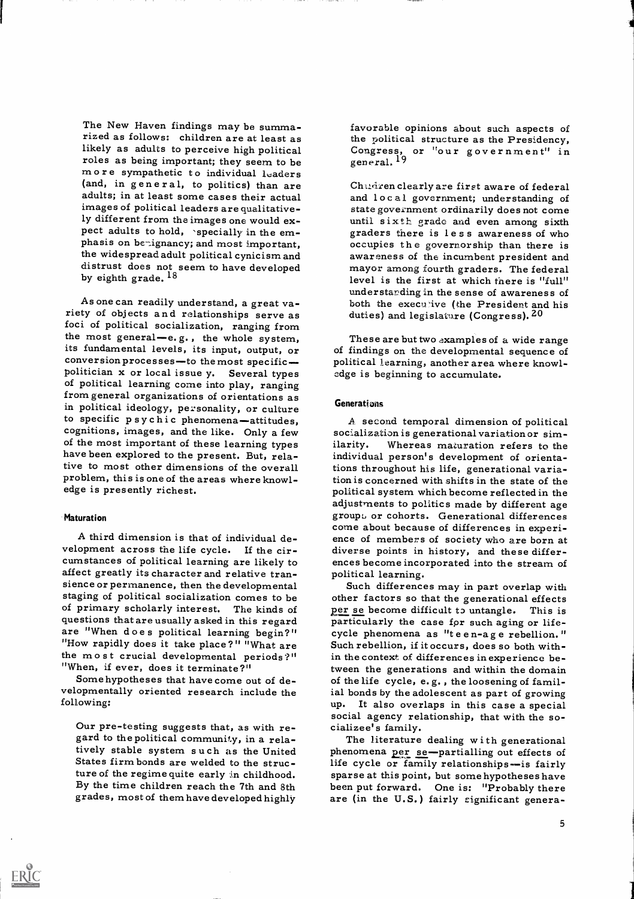The New Haven findings may be summarized as follows: children are at least as likely as adults to perceive high political roles as being important; they seem to be more sympathetic to individual leaders (and, in general, to politics) than are adults; in at least some cases their actual images of political leaders are qualitatively different from the images one would expect adults to hold, especially in the emphasis on benignancy; and most important, the widespread adult political cynicism and distrust does not seem to have developed by eighth grade.[18]

As one can readily understand, a great variety of objects and relationships serve as foci of political socialization, ranging from the most general—e.g., the whole system, its fundamental levels, its input, output, or conversion processes—to the most specific—politician x or local issue y. Several types of political learning come into play, ranging from general organizations of orientations as in political ideology, personality, or culture to specific psychic phenomena—attitudes, cognitions, images, and the like. Only a few of the most important of these learning types have been explored to the present. But, relative to most other dimensions of the overall problem, this is one of the areas where knowledge is presently richest.

## Maturation

A third dimension is that of individual development across the life cycle. If the circumstances of political learning are likely to affect greatly its character and relative transience or permanence, then the developmental staging of political socialization comes to be of primary scholarly interest. The kinds of questions that are usually asked in this regard are "When does political learning begin?" "How rapidly does it take place?" "What are the most crucial developmental periods?" "When, if ever, does it terminate?"

Some hypotheses that have come out of developmentally oriented research include the following:

> Our pre-testing suggests that, as with regard to the political community, in a relatively stable system such as the United States firm bonds are welded to the structure of the regime quite early in childhood. By the time children reach the 7th and 8th grades, most of them have developed highly favorable opinions about such aspects of the political structure as the Presidency, Congress, or "our government" in general.[19]

> Children clearly are first aware of federal and local government; understanding of state government ordinarily does not come until sixth grade and even among sixth graders there is less awareness of who occupies the governorship than there is awareness of the incumbent president and mayor among fourth graders. The federal level is the first at which there is "full" understanding in the sense of awareness of both the executive (the President and his duties) and legislature (Congress).[20]

These are but two examples of a wide range of findings on the developmental sequence of political learning, another area where knowledge is beginning to accumulate.

## Generations

A second temporal dimension of political socialization is generational variation or similarity. Whereas maturation refers to the individual person's development of orientations throughout his life, generational variation is concerned with shifts in the state of the political system which become reflected in the adjustments to politics made by different age groups or cohorts. Generational differences come about because of differences in experience of members of society who are born at diverse points in history, and these differences become incorporated into the stream of political learning.

Such differences may in part overlap with other factors so that the generational effects *per se* become difficult to untangle. This is particularly the case for such aging or life-cycle phenomena as "teen-age rebellion." Such rebellion, if it occurs, does so both within the context of differences in experience between the generations and within the domain of the life cycle, e.g., the loosening of familial bonds by the adolescent as part of growing up. It also overlaps in this case a special social agency relationship, that with the socializee's family.

The literature dealing with generational phenomena *per se*—partialling out effects of life cycle or family relationships—is fairly sparse at this point, but some hypotheses have been put forward. One is: "Probably there are (in the U.S.) fairly significant genera-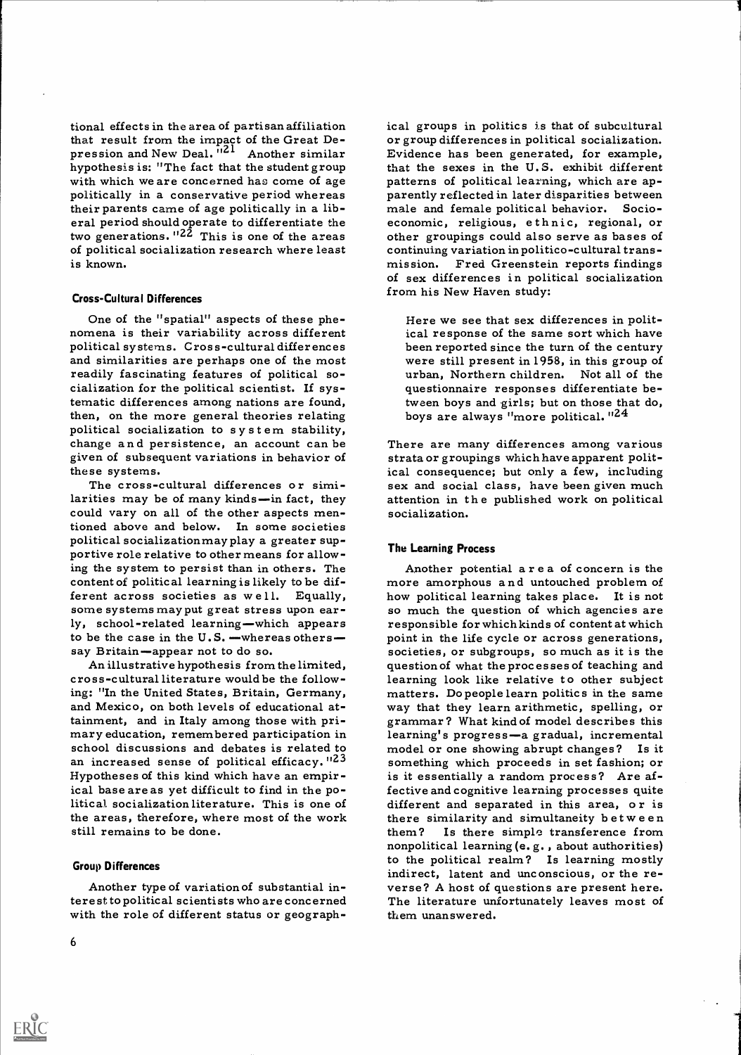tional effects in the area of partisan affiliation that result from the impact of the Great Depression and New Deal."[21] Another similar hypothesis is: "The fact that the student group with which we are concerned has come of age politically in a conservative period whereas their parents came of age politically in a liberal period should operate to differentiate the two generations."[22] This is one of the areas of political socialization research where least is known.

### Cross-Cultural Differences

One of the "spatial" aspects of these phenomena is their variability across different political systems. Cross-cultural differences and similarities are perhaps one of the most readily fascinating features of political socialization for the political scientist. If systematic differences among nations are found, then, on the more general theories relating political socialization to system stability, change and persistence, an account can be given of subsequent variations in behavior of these systems.

The cross-cultural differences or similarities may be of many kinds—in fact, they could vary on all of the other aspects mentioned above and below. In some societies political socialization may play a greater supportive role relative to other means for allowing the system to persist than in others. The content of political learning is likely to be different across societies as well. Equally, some systems may put great stress upon early, school-related learning—which appears to be the case in the U.S.—whereas others—say Britain—appear not to do so.

An illustrative hypothesis from the limited, cross-cultural literature would be the following: "In the United States, Britain, Germany, and Mexico, on both levels of educational attainment, and in Italy among those with primary education, remembered participation in school discussions and debates is related to an increased sense of political efficacy."[23] Hypotheses of this kind which have an empirical base are as yet difficult to find in the political socialization literature. This is one of the areas, therefore, where most of the work still remains to be done.

### Group Differences

Another type of variation of substantial interest to political scientists who are concerned with the role of different status or geographical groups in politics is that of subcultural or group differences in political socialization. Evidence has been generated, for example, that the sexes in the U.S. exhibit different patterns of political learning, which are apparently reflected in later disparities between male and female political behavior. Socio-economic, religious, ethnic, regional, or other groupings could also serve as bases of continuing variation in politico-cultural transmission. Fred Greenstein reports findings of sex differences in political socialization from his New Haven study:

> Here we see that sex differences in political response of the same sort which have been reported since the turn of the century were still present in 1958, in this group of urban, Northern children. Not all of the questionnaire responses differentiate between boys and girls; but on those that do, boys are always "more political."[24]

There are many differences among various strata or groupings which have apparent political consequences; but only a few, including sex and social class, have been given much attention in the published work on political socialization.

### The Learning Process

Another potential area of concern is the more amorphous and untouched problem of how political learning takes place. It is not so much the question of which agencies are responsible for which kinds of content at which point in the life cycle or across generations, societies, or subgroups, so much as it is the question of what the processes of teaching and learning look like relative to other subject matters. Do people learn politics in the same way that they learn arithmetic, spelling, or grammar? What kind of model describes this learning's progress—a gradual, incremental model or one showing abrupt changes? Is it something which proceeds in set fashion; or is it essentially a random process? Are affective and cognitive learning processes quite different and separated in this area, or is there similarity and simultaneity between them? Is there simple transference from nonpolitical learning (e.g., about authorities) to the political realm? Is learning mostly indirect, latent and unconscious, or the reverse? A host of questions are present here. The literature unfortunately leaves most of them unanswered.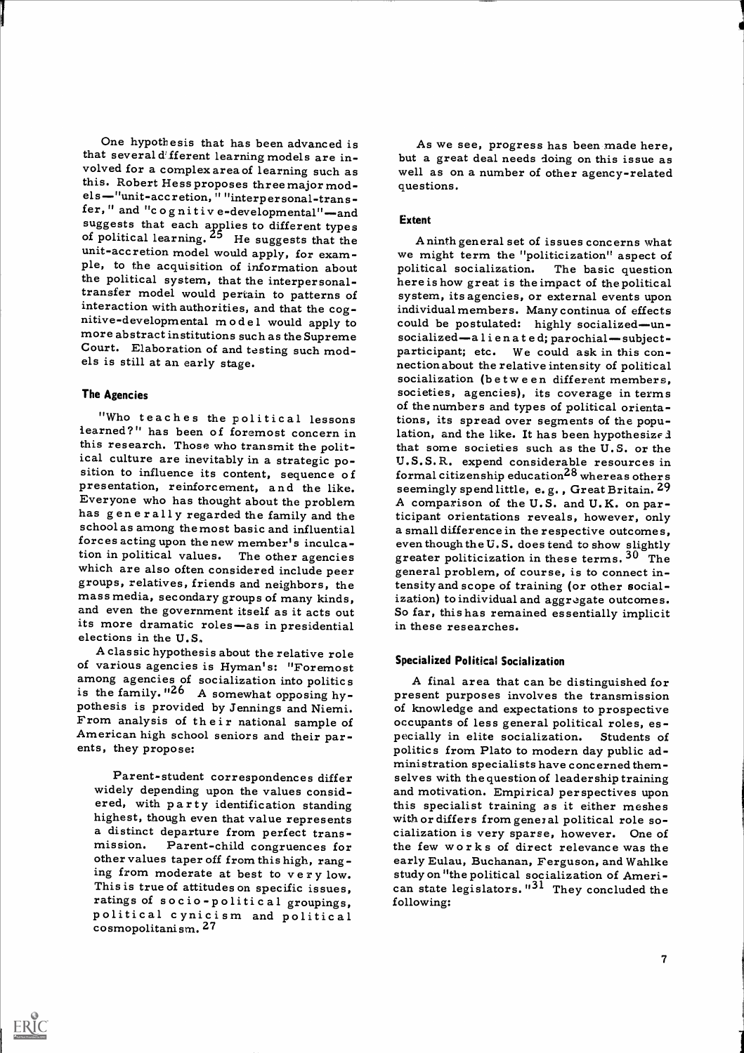One hypothesis that has been advanced is that several different learning models are involved for a complex area of learning such as this. Robert Hess proposes three major models—"unit-accretion," "interpersonal-transfer," and "cognitive-developmental"—and suggests that each applies to different types of political learning.[25] He suggests that the unit-accretion model would apply, for example, to the acquisition of information about the political system, that the interpersonal-transfer model would pertain to patterns of interaction with authorities, and that the cognitive-developmental model would apply to more abstract institutions such as the Supreme Court. Elaboration of and testing such models is still at an early stage.

### The Agencies

"Who teaches the political lessons learned?" has been of foremost concern in this research. Those who transmit the political culture are inevitably in a strategic position to influence its content, sequence of presentation, reinforcement, and the like. Everyone who has thought about the problem has generally regarded the family and the school as among the most basic and influential forces acting upon the new member's inculcation in political values. The other agencies which are also often considered include peer groups, relatives, friends and neighbors, the mass media, secondary groups of many kinds, and even the government itself as it acts out its more dramatic roles—as in presidential elections in the U.S.

A classic hypothesis about the relative role of various agencies is Hyman's: "Foremost among agencies of socialization into politics is the family."[26] A somewhat opposing hypothesis is provided by Jennings and Niemi. From analysis of their national sample of American high school seniors and their parents, they propose:

> Parent-student correspondences differ widely depending upon the values considered, with party identification standing highest, though even that value represents a distinct departure from perfect transmission. Parent-child congruences for other values taper off from this high, ranging from moderate at best to very low. This is true of attitudes on specific issues, ratings of socio-political groupings, political cynicism and political cosmopolitanism.[27]

As we see, progress has been made here, but a great deal needs doing on this issue as well as on a number of other agency-related questions.

### Extent

A ninth general set of issues concerns what we might term the "politicization" aspect of political socialization. The basic question here is how great is the impact of the political system, its agencies, or external events upon individual members. Many continua of effects could be postulated: highly socialized—unsocialized—alienated; parochial—subject—participant; etc. We could ask in this connection about the relative intensity of political socialization (between different members, societies, agencies), its coverage in terms of the numbers and types of political orientations, its spread over segments of the population, and the like. It has been hypothesized that some societies such as the U.S. or the U.S.S.R. expend considerable resources in formal citizenship education[28] whereas others seemingly spend little, e.g., Great Britain.[29] A comparison of the U.S. and U.K. on participant orientations reveals, however, only a small difference in the respective outcomes, even though the U.S. does tend to show slightly greater politicization in these terms.[30] The general problem, of course, is to connect intensity and scope of training (or other socialization) to individual and aggregate outcomes. So far, this has remained essentially implicit in these researches.

### Specialized Political Socialization

A final area that can be distinguished for present purposes involves the transmission of knowledge and expectations to prospective occupants of less general political roles, especially in elite socialization. Students of politics from Plato to modern day public administration specialists have concerned themselves with the question of leadership training and motivation. Empirical perspectives upon this specialist training as it either meshes with or differs from general political role socialization is very sparse, however. One of the few works of direct relevance was the early Eulau, Buchanan, Ferguson, and Wahlke study on "the political socialization of American state legislators."[31] They concluded the following: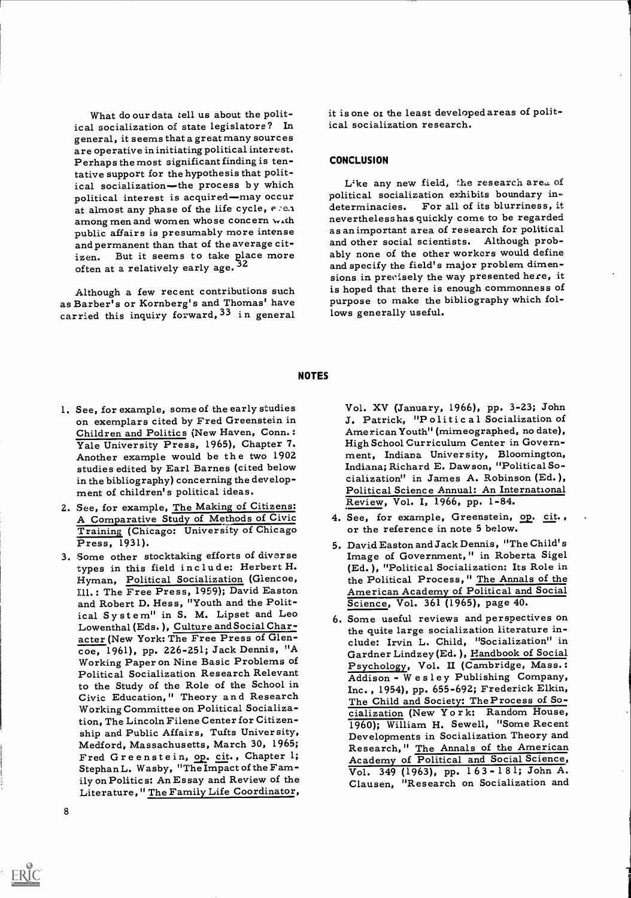What do our data tell us about the political socialization of state legislators? In general, it seems that a great many sources are operative in initiating political interest. Perhaps the most significant finding is tentative support for the hypothesis that political socialization—the process by which political interest is acquired—may occur at almost any phase of the life cycle, even among men and women whose concern with public affairs is presumably more intense and permanent than that of the average citizen. But it seems to take place more often at a relatively early age.[32]

Although a few recent contributions such as Barber's or Kornberg's and Thomas' have carried this inquiry forward,[33] in general it is one of the least developed areas of political socialization research.

## CONCLUSION

Like any new field, the research area of political socialization exhibits boundary indeterminacies. For all of its blurriness, it nevertheless has quickly come to be regarded as an important area of research for political and other social scientists. Although probably none of the other workers would define and specify the field's major problem dimensions in precisely the way presented here, it is hoped that there is enough commonness of purpose to make the bibliography which follows generally useful.

## NOTES

1. See, for example, some of the early studies on exemplars cited by Fred Greenstein in Children and Politics (New Haven, Conn.: Yale University Press, 1965), Chapter 7. Another example would be the two 1902 studies edited by Earl Barnes (cited below in the bibliography) concerning the development of children's political ideas.
2. See, for example, The Making of Citizens: A Comparative Study of Methods of Civic Training (Chicago: University of Chicago Press, 1931).
3. Some other stocktaking efforts of diverse types in this field include: Herbert H. Hyman, Political Socialization (Glencoe, Ill.: The Free Press, 1959); David Easton and Robert D. Hess, "Youth and the Political System" in S. M. Lipset and Leo Lowenthal (Eds.), Culture and Social Character (New York: The Free Press of Glencoe, 1961), pp. 226-251; Jack Dennis, "A Working Paper on Nine Basic Problems of Political Socialization Research Relevant to the Study of the Role of the School in Civic Education," Theory and Research Working Committee on Political Socialization, The Lincoln Filene Center for Citizenship and Public Affairs, Tufts University, Medford, Massachusetts, March 30, 1965; Fred Greenstein, op. cit., Chapter 1; Stephan L. Wasby, "The Impact of the Family on Politics: An Essay and Review of the Literature," The Family Life Coordinator, Vol. XV (January, 1966), pp. 3-23; John J. Patrick, "Political Socialization of American Youth" (mimeographed, no date), High School Curriculum Center in Government, Indiana University, Bloomington, Indiana; Richard E. Dawson, "Political Socialization" in James A. Robinson (Ed.), Political Science Annual: An International Review, Vol. I, 1966, pp. 1-84.
4. See, for example, Greenstein, op. cit., or the reference in note 5 below.
5. David Easton and Jack Dennis, "The Child's Image of Government," in Roberta Sigel (Ed.), "Political Socialization: Its Role in the Political Process," The Annals of the American Academy of Political and Social Science, Vol. 361 (1965), page 40.
6. Some useful reviews and perspectives on the quite large socialization literature include: Irvin L. Child, "Socialization" in Gardner Lindzey (Ed.), Handbook of Social Psychology, Vol. II (Cambridge, Mass.: Addison-Wesley Publishing Company, Inc., 1954), pp. 655-692; Frederick Elkin, The Child and Society: The Process of Socialization (New York: Random House, 1960); William H. Sewell, "Some Recent Developments in Socialization Theory and Research," The Annals of the American Academy of Political and Social Science, Vol. 349 (1963), pp. 163-181; John A. Clausen, "Research on Socialization and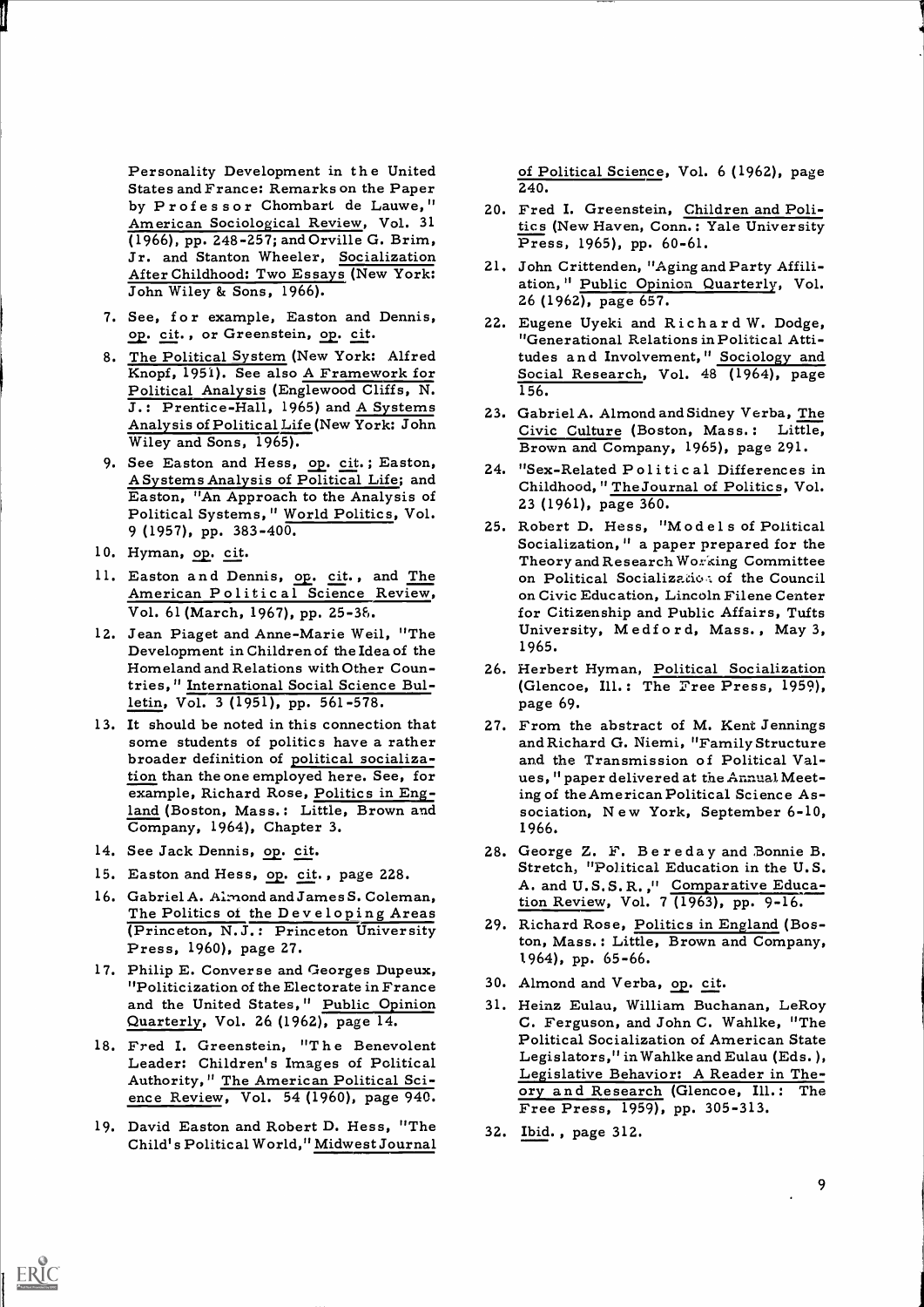Personality Development in the United States and France: Remarks on the Paper by Professor Chombart de Lauwe," American Sociological Review, Vol. 31 (1966), pp. 248-257; and Orville G. Brim, Jr. and Stanton Wheeler, Socialization After Childhood: Two Essays (New York: John Wiley & Sons, 1966).

7. See, for example, Easton and Dennis, op. cit., or Greenstein, op. cit.

8. The Political System (New York: Alfred Knopf, 1951). See also A Framework for Political Analysis (Englewood Cliffs, N. J.: Prentice-Hall, 1965) and A Systems Analysis of Political Life (New York: John Wiley and Sons, 1965).

9. See Easton and Hess, op. cit.; Easton, A Systems Analysis of Political Life; and Easton, "An Approach to the Analysis of Political Systems," World Politics, Vol. 9 (1957), pp. 383-400.

10. Hyman, op. cit.

11. Easton and Dennis, op. cit., and The American Political Science Review, Vol. 61 (March, 1967), pp. 25-38.

12. Jean Piaget and Anne-Marie Weil, "The Development in Children of the Idea of the Homeland and Relations with Other Countries," International Social Science Bulletin, Vol. 3 (1951), pp. 561-578.

13. It should be noted in this connection that some students of politics have a rather broader definition of political socialization than the one employed here. See, for example, Richard Rose, Politics in England (Boston, Mass.: Little, Brown and Company, 1964), Chapter 3.

14. See Jack Dennis, op. cit.

15. Easton and Hess, op. cit., page 228.

16. Gabriel A. Almond and James S. Coleman, The Politics of the Developing Areas (Princeton, N.J.: Princeton University Press, 1960), page 27.

17. Philip E. Converse and Georges Dupeux, "Politicization of the Electorate in France and the United States," Public Opinion Quarterly, Vol. 26 (1962), page 14.

18. Fred I. Greenstein, "The Benevolent Leader: Children's Images of Political Authority," The American Political Science Review, Vol. 54 (1960), page 940.

19. David Easton and Robert D. Hess, "The Child's Political World," Midwest Journal of Political Science, Vol. 6 (1962), page 240.

20. Fred I. Greenstein, Children and Politics (New Haven, Conn.: Yale University Press, 1965), pp. 60-61.

21. John Crittenden, "Aging and Party Affiliation," Public Opinion Quarterly, Vol. 26 (1962), page 657.

22. Eugene Uyeki and Richard W. Dodge, "Generational Relations in Political Attitudes and Involvement," Sociology and Social Research, Vol. 48 (1964), page 156.

23. Gabriel A. Almond and Sidney Verba, The Civic Culture (Boston, Mass.: Little, Brown and Company, 1965), page 291.

24. "Sex-Related Political Differences in Childhood," The Journal of Politics, Vol. 23 (1961), page 360.

25. Robert D. Hess, "Models of Political Socialization," a paper prepared for the Theory and Research Working Committee on Political Socialization of the Council on Civic Education, Lincoln Filene Center for Citizenship and Public Affairs, Tufts University, Medford, Mass., May 3, 1965.

26. Herbert Hyman, Political Socialization (Glencoe, Ill.: The Free Press, 1959), page 69.

27. From the abstract of M. Kent Jennings and Richard G. Niemi, "Family Structure and the Transmission of Political Values," paper delivered at the Annual Meeting of the American Political Science Association, New York, September 6-10, 1966.

28. George Z. F. Bereday and Bonnie B. Stretch, "Political Education in the U.S. A. and U.S.S.R.," Comparative Education Review, Vol. 7 (1963), pp. 9-16.

29. Richard Rose, Politics in England (Boston, Mass.: Little, Brown and Company, 1964), pp. 65-66.

30. Almond and Verba, op. cit.

31. Heinz Eulau, William Buchanan, LeRoy C. Ferguson, and John C. Wahlke, "The Political Socialization of American State Legislators," in Wahlke and Eulau (Eds.), Legislative Behavior: A Reader in Theory and Research (Glencoe, Ill.: The Free Press, 1959), pp. 305-313.

32. Ibid., page 312.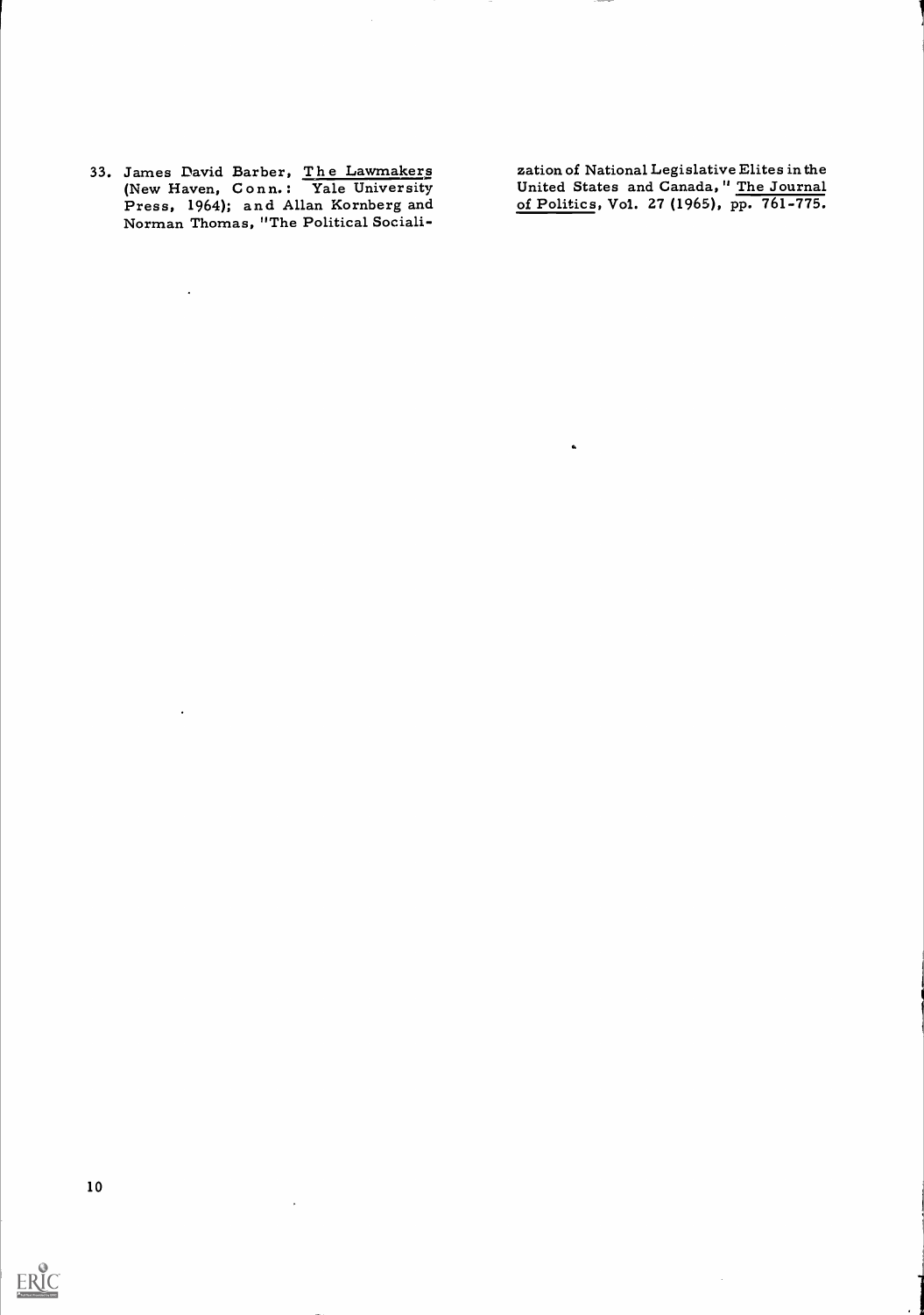33. James David Barber, The Lawmakers (New Haven, Conn.: Yale University Press, 1964); and Allan Kornberg and Norman Thomas, "The Political Socialization of National Legislative Elites in the United States and Canada," The Journal of Politics, Vol. 27 (1965), pp. 761-775.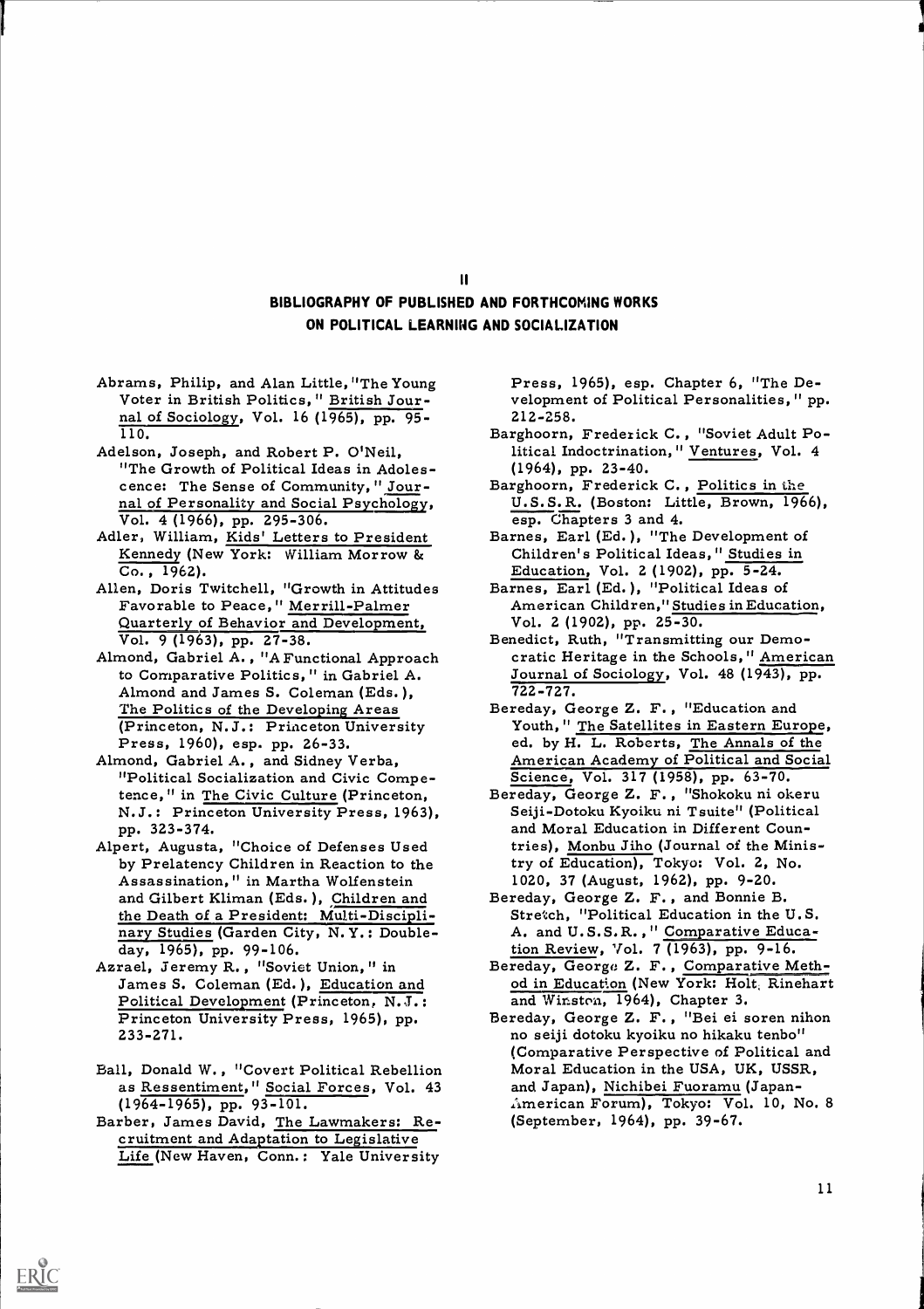## II

## BIBLIOGRAPHY OF PUBLISHED AND FORTHCOMING WORKS ON POLITICAL LEARNING AND SOCIALIZATION

Abrams, Philip, and Alan Little, "The Young Voter in British Politics," British Journal of Sociology, Vol. 16 (1965), pp. 95-110.

Adelson, Joseph, and Robert P. O'Neil, "The Growth of Political Ideas in Adolescence: The Sense of Community," Journal of Personality and Social Psychology, Vol. 4 (1966), pp. 295-306.

Adler, William, Kids' Letters to President Kennedy (New York: William Morrow & Co., 1962).

Allen, Doris Twitchell, "Growth in Attitudes Favorable to Peace," Merrill-Palmer Quarterly of Behavior and Development, Vol. 9 (1963), pp. 27-38.

Almond, Gabriel A., "A Functional Approach to Comparative Politics," in Gabriel A. Almond and James S. Coleman (Eds.), The Politics of the Developing Areas (Princeton, N.J.: Princeton University Press, 1960), esp. pp. 26-33.

Almond, Gabriel A., and Sidney Verba, "Political Socialization and Civic Competence," in The Civic Culture (Princeton, N.J.: Princeton University Press, 1963), pp. 323-374.

Alpert, Augusta, "Choice of Defenses Used by Prelatency Children in Reaction to the Assassination," in Martha Wolfenstein and Gilbert Kliman (Eds.), Children and the Death of a President: Multi-Disciplinary Studies (Garden City, N.Y.: Doubleday, 1965), pp. 99-106.

Azrael, Jeremy R., "Soviet Union," in James S. Coleman (Ed.), Education and Political Development (Princeton, N.J.: Princeton University Press, 1965), pp. 233-271.

Ball, Donald W., "Covert Political Rebellion as Ressentiment," Social Forces, Vol. 43 (1964-1965), pp. 93-101.

Barber, James David, The Lawmakers: Recruitment and Adaptation to Legislative Life (New Haven, Conn.: Yale University Press, 1965), esp. Chapter 6, "The Development of Political Personalities," pp. 212-258.

Barghoorn, Frederick C., "Soviet Adult Political Indoctrination," Ventures, Vol. 4 (1964), pp. 23-40.

Barghoorn, Frederick C., Politics in the U.S.S.R. (Boston: Little, Brown, 1966), esp. Chapters 3 and 4.

Barnes, Earl (Ed.), "The Development of Children's Political Ideas," Studies in Education, Vol. 2 (1902), pp. 5-24.

Barnes, Earl (Ed.), "Political Ideas of American Children," Studies in Education, Vol. 2 (1902), pp. 25-30.

Benedict, Ruth, "Transmitting our Democratic Heritage in the Schools," American Journal of Sociology, Vol. 48 (1943), pp. 722-727.

Bereday, George Z. F., "Education and Youth," The Satellites in Eastern Europe, ed. by H. L. Roberts, The Annals of the American Academy of Political and Social Science, Vol. 317 (1958), pp. 63-70.

Bereday, George Z. F., "Shokoku ni okeru Seiji-Dotoku Kyoiku ni Tsuite" (Political and Moral Education in Different Countries), Monbu Jiho (Journal of the Ministry of Education), Tokyo: Vol. 2, No. 1020, 37 (August, 1962), pp. 9-20.

Bereday, George Z. F., and Bonnie B. Stretch, "Political Education in the U.S. A. and U.S.S.R.," Comparative Education Review, Vol. 7 (1963), pp. 9-16.

Bereday, George Z. F., Comparative Method in Education (New York: Holt, Rinehart and Winston, 1964), Chapter 3.

Bereday, George Z. F., "Bei ei soren nihon no seiji dotoku kyoiku no hikaku tenbo" (Comparative Perspective of Political and Moral Education in the USA, UK, USSR, and Japan), Nichibei Fuoramu (Japan-American Forum), Tokyo: Vol. 10, No. 8 (September, 1964), pp. 39-67.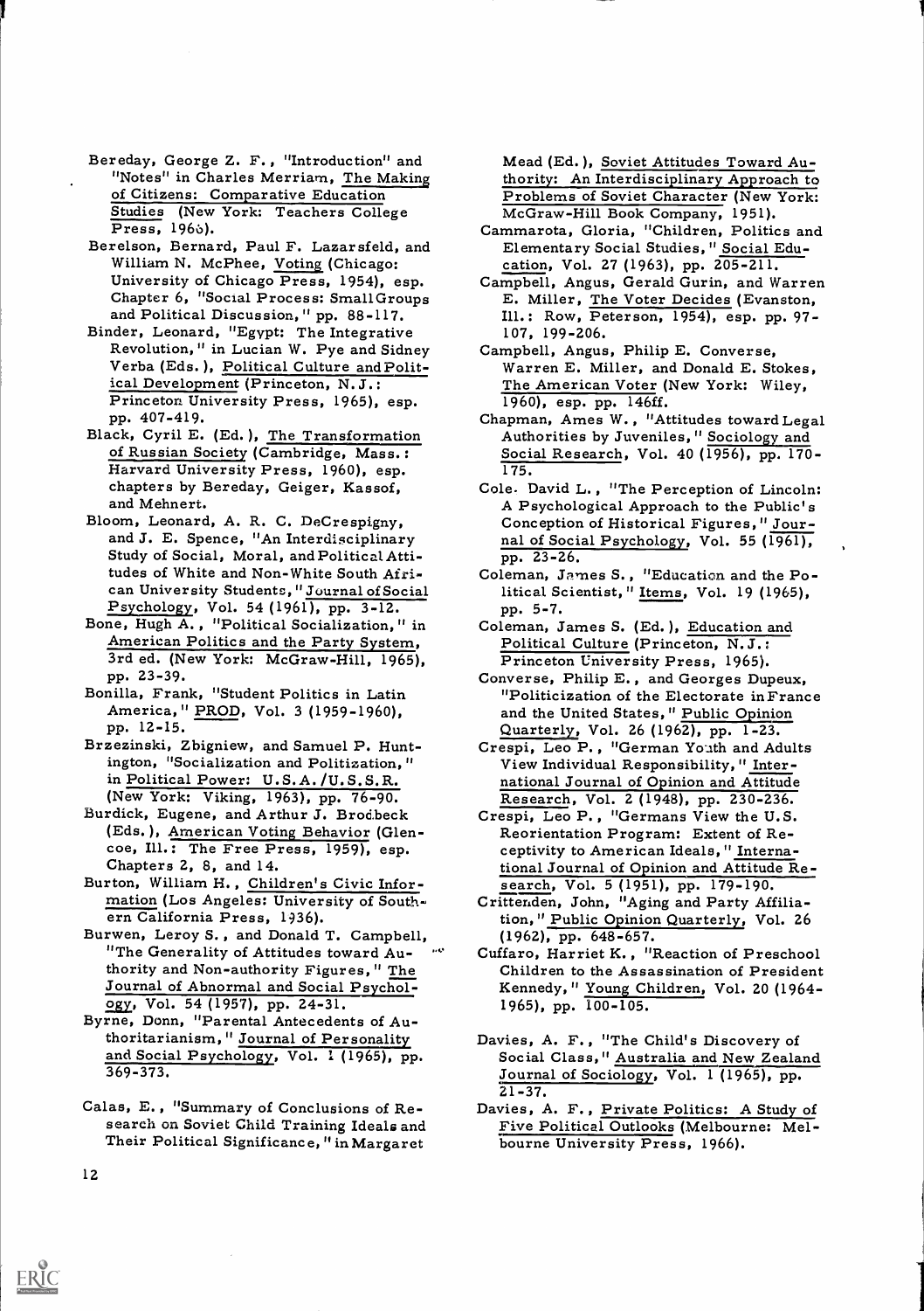Bereday, George Z. F., "Introduction" and "Notes" in Charles Merriam, The Making of Citizens: Comparative Education Studies (New York: Teachers College Press, 1966).

Berelson, Bernard, Paul F. Lazarsfeld, and William N. McPhee, Voting (Chicago: University of Chicago Press, 1954), esp. Chapter 6, "Social Process: Small Groups and Political Discussion," pp. 88-117.

Binder, Leonard, "Egypt: The Integrative Revolution," in Lucian W. Pye and Sidney Verba (Eds.), Political Culture and Political Development (Princeton, N.J.: Princeton University Press, 1965), esp. pp. 407-419.

Black, Cyril E. (Ed.), The Transformation of Russian Society (Cambridge, Mass.: Harvard University Press, 1960), esp. chapters by Bereday, Geiger, Kassof, and Mehnert.

Bloom, Leonard, A. R. C. DeCrespigny, and J. E. Spence, "An Interdisciplinary Study of Social, Moral, and Political Attitudes of White and Non-White South African University Students," Journal of Social Psychology, Vol. 54 (1961), pp. 3-12.

Bone, Hugh A., "Political Socialization," in American Politics and the Party System, 3rd ed. (New York: McGraw-Hill, 1965), pp. 23-39.

Bonilla, Frank, "Student Politics in Latin America," PROD, Vol. 3 (1959-1960), pp. 12-15.

Brzezinski, Zbigniew, and Samuel P. Huntington, "Socialization and Politization," in Political Power: U.S.A./U.S.S.R. (New York: Viking, 1963), pp. 76-90.

Burdick, Eugene, and Arthur J. Brodbeck (Eds.), American Voting Behavior (Glencoe, Ill.: The Free Press, 1959), esp. Chapters 2, 8, and 14.

Burton, William H., Children's Civic Information (Los Angeles: University of Southern California Press, 1936).

Burwen, Leroy S., and Donald T. Campbell, "The Generality of Attitudes toward Authority and Non-authority Figures," The Journal of Abnormal and Social Psychology, Vol. 54 (1957), pp. 24-31.

Byrne, Donn, "Parental Antecedents of Authoritarianism," Journal of Personality and Social Psychology, Vol. 1 (1965), pp. 369-373.

Calas, E., "Summary of Conclusions of Research on Soviet Child Training Ideals and Their Political Significance," in Margaret Mead (Ed.), Soviet Attitudes Toward Authority: An Interdisciplinary Approach to Problems of Soviet Character (New York: McGraw-Hill Book Company, 1951).

Cammarota, Gloria, "Children, Politics and Elementary Social Studies," Social Education, Vol. 27 (1963), pp. 205-211.

Campbell, Angus, Gerald Gurin, and Warren E. Miller, The Voter Decides (Evanston, Ill.: Row, Peterson, 1954), esp. pp. 97-107, 199-206.

Campbell, Angus, Philip E. Converse, Warren E. Miller, and Donald E. Stokes, The American Voter (New York: Wiley, 1960), esp. pp. 146ff.

Chapman, Ames W., "Attitudes toward Legal Authorities by Juveniles," Sociology and Social Research, Vol. 40 (1956), pp. 170-175.

Cole, David L., "The Perception of Lincoln: A Psychological Approach to the Public's Conception of Historical Figures," Journal of Social Psychology, Vol. 55 (1961), pp. 23-26.

Coleman, James S., "Education and the Political Scientist," Items, Vol. 19 (1965), pp. 5-7.

Coleman, James S. (Ed.), Education and Political Culture (Princeton, N.J.: Princeton University Press, 1965).

Converse, Philip E., and Georges Dupeux, "Politicization of the Electorate in France and the United States," Public Opinion Quarterly, Vol. 26 (1962), pp. 1-23.

Crespi, Leo P., "German Youth and Adults View Individual Responsibility," International Journal of Opinion and Attitude Research, Vol. 2 (1948), pp. 230-236.

Crespi, Leo P., "Germans View the U.S. Reorientation Program: Extent of Receptivity to American Ideals," International Journal of Opinion and Attitude Research, Vol. 5 (1951), pp. 179-190.

Crittenden, John, "Aging and Party Affiliation," Public Opinion Quarterly, Vol. 26 (1962), pp. 648-657.

Cuffaro, Harriet K., "Reaction of Preschool Children to the Assassination of President Kennedy," Young Children, Vol. 20 (1964-1965), pp. 100-105.

Davies, A. F., "The Child's Discovery of Social Class," Australia and New Zealand Journal of Sociology, Vol. 1 (1965), pp. 21-37.

Davies, A. F., Private Politics: A Study of Five Political Outlooks (Melbourne: Melbourne University Press, 1966).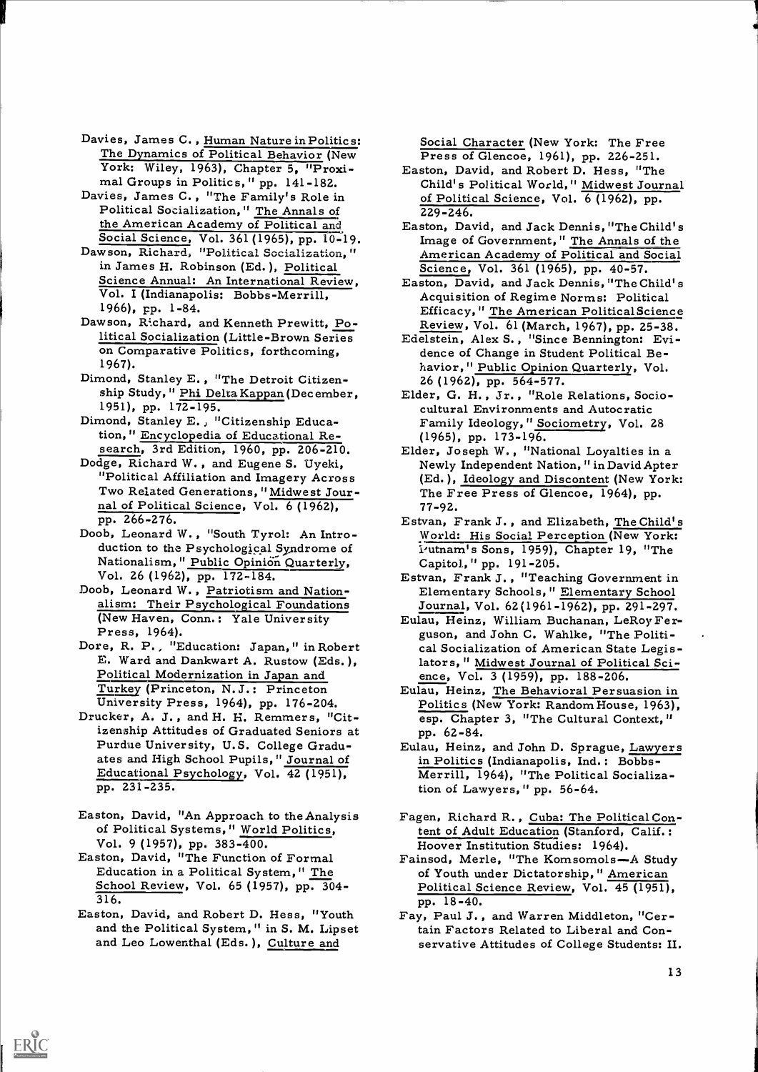Davies, James C., Human Nature in Politics: The Dynamics of Political Behavior (New York: Wiley, 1963), Chapter 5, "Proximal Groups in Politics," pp. 141-182.

Davies, James C., "The Family's Role in Political Socialization," The Annals of the American Academy of Political and Social Science, Vol. 361 (1965), pp. 10-19.

Dawson, Richard, "Political Socialization," in James H. Robinson (Ed.), Political Science Annual: An International Review, Vol. I (Indianapolis: Bobbs-Merrill, 1966), pp. 1-84.

Dawson, Richard, and Kenneth Prewitt, Political Socialization (Little-Brown Series on Comparative Politics, forthcoming, 1967).

Dimond, Stanley E., "The Detroit Citizenship Study," Phi Delta Kappan (December, 1951), pp. 172-195.

Dimond, Stanley E., "Citizenship Education," Encyclopedia of Educational Research, 3rd Edition, 1960, pp. 206-210.

Dodge, Richard W., and Eugene S. Uyeki, "Political Affiliation and Imagery Across Two Related Generations," Midwest Journal of Political Science, Vol. 6 (1962), pp. 266-276.

Doob, Leonard W., "South Tyrol: An Introduction to the Psychological Syndrome of Nationalism," Public Opinion Quarterly, Vol. 26 (1962), pp. 172-184.

Doob, Leonard W., Patriotism and Nationalism: Their Psychological Foundations (New Haven, Conn.: Yale University Press, 1964).

Dore, R. P., "Education: Japan," in Robert E. Ward and Dankwart A. Rustow (Eds.), Political Modernization in Japan and Turkey (Princeton, N.J.: Princeton University Press, 1964), pp. 176-204.

Drucker, A. J., and H. H. Remmers, "Citizenship Attitudes of Graduated Seniors at Purdue University, U.S. College Graduates and High School Pupils," Journal of Educational Psychology, Vol. 42 (1951), pp. 231-235.

Easton, David, "An Approach to the Analysis of Political Systems," World Politics, Vol. 9 (1957), pp. 383-400.

Easton, David, "The Function of Formal Education in a Political System," The School Review, Vol. 65 (1957), pp. 304-316.

Easton, David, and Robert D. Hess, "Youth and the Political System," in S. M. Lipset and Leo Lowenthal (Eds.), Culture and Social Character (New York: The Free Press of Glencoe, 1961), pp. 226-251.

Easton, David, and Robert D. Hess, "The Child's Political World," Midwest Journal of Political Science, Vol. 6 (1962), pp. 229-246.

Easton, David, and Jack Dennis, "The Child's Image of Government," The Annals of the American Academy of Political and Social Science, Vol. 361 (1965), pp. 40-57.

Easton, David, and Jack Dennis, "The Child's Acquisition of Regime Norms: Political Efficacy," The American Political Science Review, Vol. 61 (March, 1967), pp. 25-38.

Edelstein, Alex S., "Since Bennington: Evidence of Change in Student Political Behavior," Public Opinion Quarterly, Vol. 26 (1962), pp. 564-577.

Elder, G. H., Jr., "Role Relations, Sociocultural Environments and Autocratic Family Ideology," Sociometry, Vol. 28 (1965), pp. 173-196.

Elder, Joseph W., "National Loyalties in a Newly Independent Nation," in David Apter (Ed.), Ideology and Discontent (New York: The Free Press of Glencoe, 1964), pp. 77-92.

Estvan, Frank J., and Elizabeth, The Child's World: His Social Perception (New York: Putnam's Sons, 1959), Chapter 19, "The Capitol," pp. 191-205.

Estvan, Frank J., "Teaching Government in Elementary Schools," Elementary School Journal, Vol. 62 (1961-1962), pp. 291-297.

Eulau, Heinz, William Buchanan, LeRoy Ferguson, and John C. Wahlke, "The Political Socialization of American State Legislators," Midwest Journal of Political Science, Vol. 3 (1959), pp. 188-206.

Eulau, Heinz, The Behavioral Persuasion in Politics (New York: Random House, 1963), esp. Chapter 3, "The Cultural Context," pp. 62-84.

Eulau, Heinz, and John D. Sprague, Lawyers in Politics (Indianapolis, Ind.: Bobbs-Merrill, 1964), "The Political Socialization of Lawyers," pp. 56-64.

Fagen, Richard R., Cuba: The Political Content of Adult Education (Stanford, Calif.: Hoover Institution Studies: 1964).

Fainsod, Merle, "The Komsomols—A Study of Youth under Dictatorship," American Political Science Review, Vol. 45 (1951), pp. 18-40.

Fay, Paul J., and Warren Middleton, "Certain Factors Related to Liberal and Conservative Attitudes of College Students: II.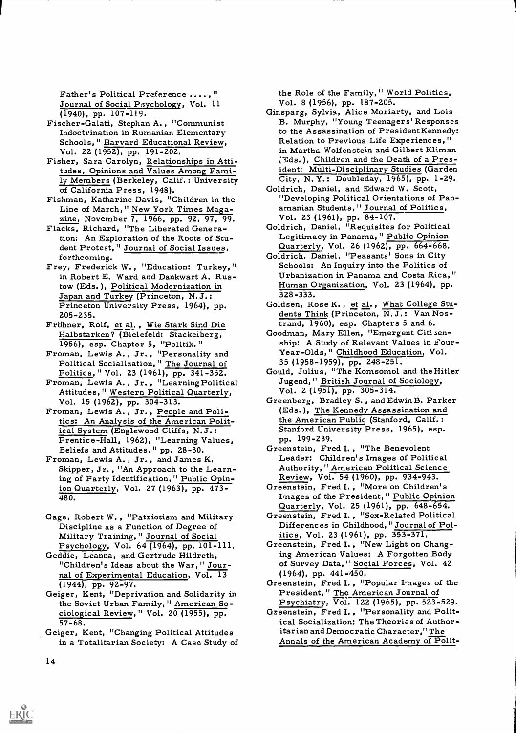Father's Political Preference ....," Journal of Social Psychology, Vol. 11 (1940), pp. 107-119.

Fischer-Galati, Stephan A., "Communist Indoctrination in Rumanian Elementary Schools," Harvard Educational Review, Vol. 22 (1952), pp. 191-202.

Fisher, Sara Carolyn, Relationships in Attitudes, Opinions and Values Among Family Members (Berkeley, Calif.: University of California Press, 1948).

Fishman, Katharine Davis, "Children in the Line of March," New York Times Magazine, November 7, 1966, pp. 92, 97, 99.

Flacks, Richard, "The Liberated Generation: An Exploration of the Roots of Student Protest," Journal of Social Issues, forthcoming.

Frey, Frederick W., "Education: Turkey," in Robert E. Ward and Dankwart A. Rustow (Eds.), Political Modernization in Japan and Turkey (Princeton, N.J.: Princeton University Press, 1964), pp. 205-235.

Fröhner, Rolf, et al., Wie Stark Sind Die Halbstarken? (Bielefeld: Stackelberg, 1956), esp. Chapter 5, "Politik."

Froman, Lewis A., Jr., "Personality and Political Socialization," The Journal of Politics, Vol. 23 (1961), pp. 341-352.

Froman, Lewis A., Jr., "Learning Political Attitudes," Western Political Quarterly, Vol. 15 (1962), pp. 304-313.

Froman, Lewis A., Jr., People and Politics: An Analysis of the American Political System (Englewood Cliffs, N.J.: Prentice-Hall, 1962), "Learning Values, Beliefs and Attitudes," pp. 28-30.

Froman, Lewis A., Jr., and James K. Skipper, Jr., "An Approach to the Learning of Party Identification," Public Opinion Quarterly, Vol. 27 (1963), pp. 473-480.

Gage, Robert W., "Patriotism and Military Discipline as a Function of Degree of Military Training," Journal of Social Psychology, Vol. 64 (1964), pp. 101-111.

Geddie, Leanna, and Gertrude Hildreth, "Children's Ideas about the War," Journal of Experimental Education, Vol. 13 (1944), pp. 92-97.

Geiger, Kent, "Deprivation and Solidarity in the Soviet Urban Family," American Sociological Review," Vol. 20 (1955), pp. 57-68.

Geiger, Kent, "Changing Political Attitudes in a Totalitarian Society: A Case Study of the Role of the Family," World Politics, Vol. 8 (1956), pp. 187-205.

Ginsparg, Sylvia, Alice Moriarty, and Lois B. Murphy, "Young Teenagers' Responses to the Assassination of President Kennedy: Relation to Previous Life Experiences," in Martha Wolfenstein and Gilbert Kliman (Eds.), Children and the Death of a President: Multi-Disciplinary Studies (Garden City, N.Y.: Doubleday, 1965), pp. 1-29.

Goldrich, Daniel, and Edward W. Scott, "Developing Political Orientations of Panamanian Students," Journal of Politics, Vol. 23 (1961), pp. 84-107.

Goldrich, Daniel, "Requisites for Political Legitimacy in Panama," Public Opinion Quarterly, Vol. 26 (1962), pp. 664-668.

Goldrich, Daniel, "Peasants' Sons in City Schools: An Inquiry into the Politics of Urbanization in Panama and Costa Rica," Human Organization, Vol. 23 (1964), pp. 328-333.

Goldsen, Rose K., et al., What College Students Think (Princeton, N.J.: Van Nostrand, 1960), esp. Chapters 5 and 6.

Goodman, Mary Ellen, "Emergent Citizenship: A Study of Relevant Values in Four-Year-Olds," Childhood Education, Vol. 35 (1958-1959), pp. 248-251.

Gould, Julius, "The Komsomol and the Hitler Jugend," British Journal of Sociology, Vol. 2 (1951), pp. 305-314.

Greenberg, Bradley S., and Edwin B. Parker (Eds.), The Kennedy Assassination and the American Public (Stanford, Calif.: Stanford University Press, 1965), esp. pp. 199-239.

Greenstein, Fred I., "The Benevolent Leader: Children's Images of Political Authority," American Political Science Review, Vol. 54 (1960), pp. 934-943.

Greenstein, Fred I., "More on Children's Images of the President," Public Opinion Quarterly, Vol. 25 (1961), pp. 648-654.

Greenstein, Fred I., "Sex-Related Political Differences in Childhood," Journal of Politics, Vol. 23 (1961), pp. 353-371.

Greenstein, Fred I., "New Light on Changing American Values: A Forgotten Body of Survey Data," Social Forces, Vol. 42 (1964), pp. 441-450.

Greenstein, Fred I., "Popular Images of the President," The American Journal of Psychiatry, Vol. 122 (1965), pp. 523-529.

Greenstein, Fred I., "Personality and Political Socialization: The Theories of Authoritarian and Democratic Character," The Annals of the American Academy of Polit-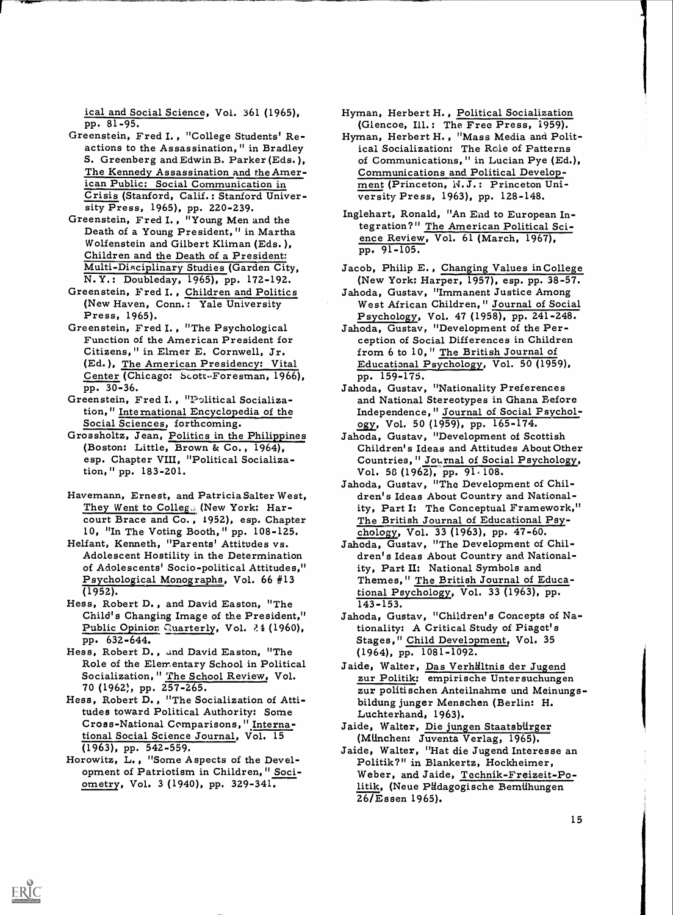ical and Social Science, Vol. 361 (1965), pp. 81-95.

Greenstein, Fred I., "College Students' Reactions to the Assassination," in Bradley S. Greenberg and Edwin B. Parker (Eds.), The Kennedy Assassination and the American Public: Social Communication in Crisis (Stanford, Calif.: Stanford University Press, 1965), pp. 220-239.

Greenstein, Fred I., "Young Men and the Death of a Young President," in Martha Wolfenstein and Gilbert Kliman (Eds.), Children and the Death of a President: Multi-Disciplinary Studies (Garden City, N.Y.: Doubleday, 1965), pp. 172-192.

Greenstein, Fred I., Children and Politics (New Haven, Conn.: Yale University Press, 1965).

Greenstein, Fred I., "The Psychological Function of the American President for Citizens," in Elmer E. Cornwell, Jr. (Ed.), The American Presidency: Vital Center (Chicago: Scott-Foresman, 1966), pp. 30-36.

Greenstein, Fred I., "Political Socialization," International Encyclopedia of the Social Sciences, forthcoming.

Grossholtz, Jean, Politics in the Philippines (Boston: Little, Brown & Co., 1964), esp. Chapter VIII, "Political Socialization," pp. 183-201.

Havemann, Ernest, and Patricia Salter West, They Went to College (New York: Harcourt Brace and Co., 1952), esp. Chapter 10, "In The Voting Booth," pp. 108-125.

Helfant, Kenneth, "Parents' Attitudes vs. Adolescent Hostility in the Determination of Adolescents' Socio-political Attitudes," Psychological Monographs, Vol. 66 #13 (1952).

Hess, Robert D., and David Easton, "The Child's Changing Image of the President," Public Opinion Quarterly, Vol. 24 (1960), pp. 632-644.

Hess, Robert D., and David Easton, "The Role of the Elementary School in Political Socialization," The School Review, Vol. 70 (1962), pp. 257-265.

Hess, Robert D., "The Socialization of Attitudes toward Political Authority: Some Cross-National Comparisons," International Social Science Journal, Vol. 15 (1963), pp. 542-559.

Horowitz, L., "Some Aspects of the Development of Patriotism in Children," Sociometry, Vol. 3 (1940), pp. 329-341.

Hyman, Herbert H., Political Socialization (Glencoe, Ill.: The Free Press, 1959).

Hyman, Herbert H., "Mass Media and Political Socialization: The Role of Patterns of Communications," in Lucian Pye (Ed.), Communications and Political Development (Princeton, N.J.: Princeton University Press, 1963), pp. 128-148.

Inglehart, Ronald, "An End to European Integration?" The American Political Science Review, Vol. 61 (March, 1967), pp. 91-105.

Jacob, Philip E., Changing Values in College (New York: Harper, 1957), esp. pp. 38-57.

Jahoda, Gustav, "Immanent Justice Among West African Children," Journal of Social Psychology, Vol. 47 (1958), pp. 241-248.

Jahoda, Gustav, "Development of the Perception of Social Differences in Children from 6 to 10," The British Journal of Educational Psychology, Vol. 50 (1959), pp. 159-175.

Jahoda, Gustav, "Nationality Preferences and National Stereotypes in Ghana Before Independence," Journal of Social Psychology, Vol. 50 (1959), pp. 165-174.

Jahoda, Gustav, "Development of Scottish Children's Ideas and Attitudes About Other Countries," Journal of Social Psychology, Vol. 58 (1962), pp. 91-108.

Jahoda, Gustav, "The Development of Children's Ideas About Country and Nationality, Part I: The Conceptual Framework," The British Journal of Educational Psychology, Vol. 33 (1963), pp. 47-60.

Jahoda, Gustav, "The Development of Children's Ideas About Country and Nationality, Part II: National Symbols and Themes," The British Journal of Educational Psychology, Vol. 33 (1963), pp. 143-153.

Jahoda, Gustav, "Children's Concepts of Nationality: A Critical Study of Piaget's Stages," Child Development, Vol. 35 (1964), pp. 1081-1092.

Jaide, Walter, Das Verhältnis der Jugend zur Politik: empirische Untersuchungen zur politischen Anteilnahme und Meinungsbildung junger Menschen (Berlin: H. Luchterhand, 1963).

Jaide, Walter, Die jungen Staatsbürger (München: Juventa Verlag, 1965).

Jaide, Walter, "Hat die Jugend Interesse an Politik?" in Blankertz, Hockheimer, Weber, and Jaide, Technik-Freizeit-Politik, (Neue Pädagogische Bemühungen 26/Essen 1965).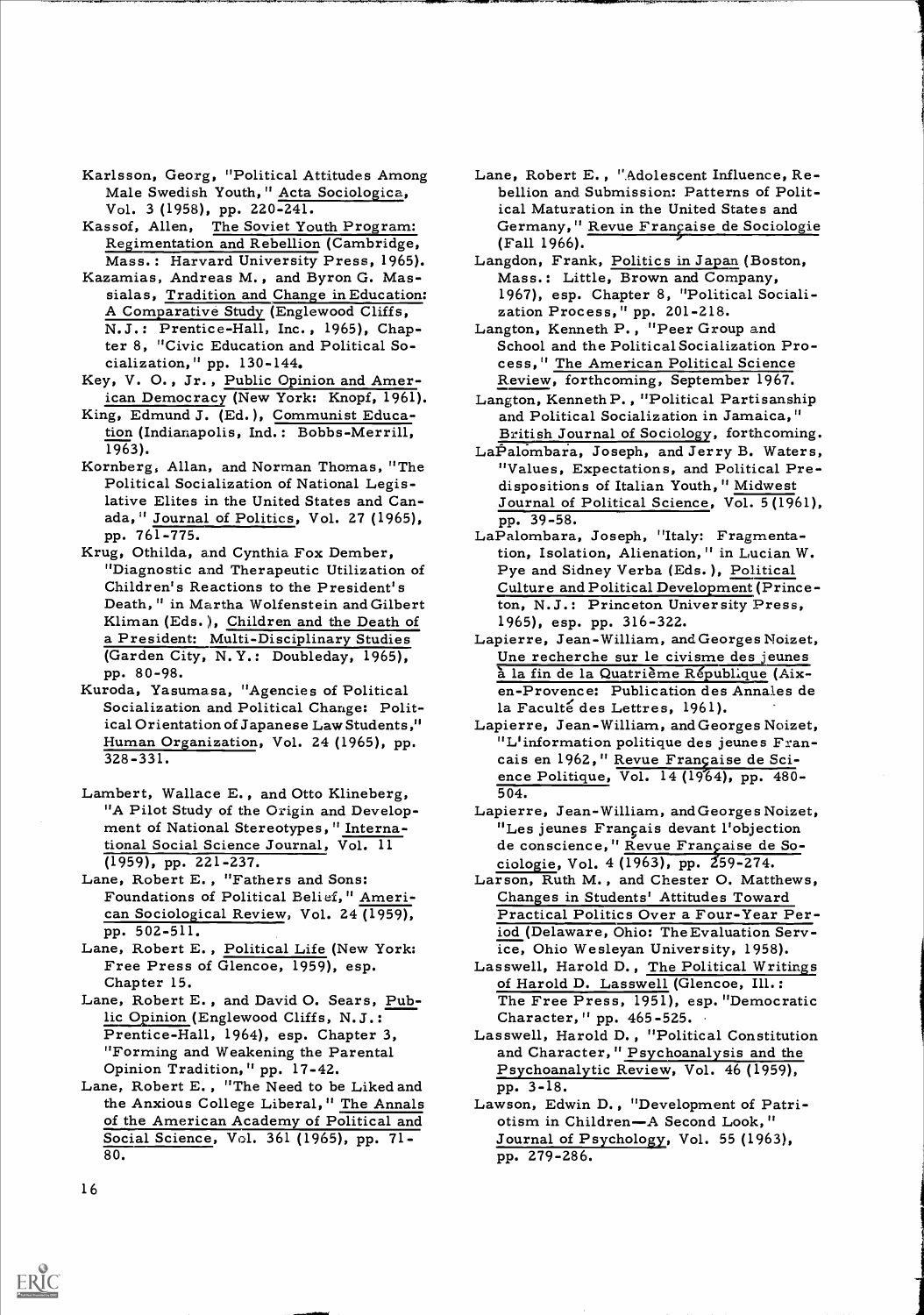Karlsson, Georg, "Political Attitudes Among Male Swedish Youth," Acta Sociologica, Vol. 3 (1958), pp. 220-241.

Kassof, Allen, The Soviet Youth Program: Regimentation and Rebellion (Cambridge, Mass.: Harvard University Press, 1965).

Kazamias, Andreas M., and Byron G. Massialas, Tradition and Change in Education: A Comparative Study (Englewood Cliffs, N.J.: Prentice-Hall, Inc., 1965), Chapter 8, "Civic Education and Political Socialization," pp. 130-144.

Key, V. O., Jr., Public Opinion and American Democracy (New York: Knopf, 1961).

King, Edmund J. (Ed.), Communist Education (Indianapolis, Ind.: Bobbs-Merrill, 1963).

Kornberg, Allan, and Norman Thomas, "The Political Socialization of National Legislative Elites in the United States and Canada," Journal of Politics, Vol. 27 (1965), pp. 761-775.

Krug, Othilda, and Cynthia Fox Dember, "Diagnostic and Therapeutic Utilization of Children's Reactions to the President's Death," in Martha Wolfenstein and Gilbert Kliman (Eds.), Children and the Death of a President: Multi-Disciplinary Studies (Garden City, N.Y.: Doubleday, 1965), pp. 80-98.

Kuroda, Yasumasa, "Agencies of Political Socialization and Political Change: Political Orientation of Japanese Law Students," Human Organization, Vol. 24 (1965), pp. 328-331.

Lambert, Wallace E., and Otto Klineberg, "A Pilot Study of the Origin and Development of National Stereotypes," International Social Science Journal, Vol. 11 (1959), pp. 221-237.

Lane, Robert E., "Fathers and Sons: Foundations of Political Belief," American Sociological Review, Vol. 24 (1959), pp. 502-511.

Lane, Robert E., Political Life (New York: Free Press of Glencoe, 1959), esp. Chapter 15.

Lane, Robert E., and David O. Sears, Public Opinion (Englewood Cliffs, N.J.: Prentice-Hall, 1964), esp. Chapter 3, "Forming and Weakening the Parental Opinion Tradition," pp. 17-42.

Lane, Robert E., "The Need to be Liked and the Anxious College Liberal," The Annals of the American Academy of Political and Social Science, Vol. 361 (1965), pp. 71-80.

Lane, Robert E., "Adolescent Influence, Rebellion and Submission: Patterns of Political Maturation in the United States and Germany," Revue Française de Sociologie (Fall 1966).

Langdon, Frank, Politics in Japan (Boston, Mass.: Little, Brown and Company, 1967), esp. Chapter 8, "Political Socialization Process," pp. 201-218.

Langton, Kenneth P., "Peer Group and School and the Political Socialization Process," The American Political Science Review, forthcoming, September 1967.

Langton, Kenneth P., "Political Partisanship and Political Socialization in Jamaica," British Journal of Sociology, forthcoming.

LaPalombara, Joseph, and Jerry B. Waters, "Values, Expectations, and Political Predispositions of Italian Youth," Midwest Journal of Political Science, Vol. 5 (1961), pp. 39-58.

LaPalombara, Joseph, "Italy: Fragmentation, Isolation, Alienation," in Lucian W. Pye and Sidney Verba (Eds.), Political Culture and Political Development (Princeton, N.J.: Princeton University Press, 1965), esp. pp. 316-322.

Lapierre, Jean-William, and Georges Noizet, Une recherche sur le civisme des jeunes à la fin de la Quatrième République (Aix-en-Provence: Publication des Annales de la Faculté des Lettres, 1961).

Lapierre, Jean-William, and Georges Noizet, "L'information politique des jeunes Francais en 1962," Revue Française de Science Politique, Vol. 14 (1964), pp. 480-504.

Lapierre, Jean-William, and Georges Noizet, "Les jeunes Français devant l'objection de conscience," Revue Française de Sociologie, Vol. 4 (1963), pp. 259-274.

Larson, Ruth M., and Chester O. Matthews, Changes in Students' Attitudes Toward Practical Politics Over a Four-Year Period (Delaware, Ohio: The Evaluation Service, Ohio Wesleyan University, 1958).

Lasswell, Harold D., The Political Writings of Harold D. Lasswell (Glencoe, Ill.: The Free Press, 1951), esp. "Democratic Character," pp. 465-525.

Lasswell, Harold D., "Political Constitution and Character," Psychoanalysis and the Psychoanalytic Review, Vol. 46 (1959), pp. 3-18.

Lawson, Edwin D., "Development of Patriotism in Children—A Second Look," Journal of Psychology, Vol. 55 (1963), pp. 279-286.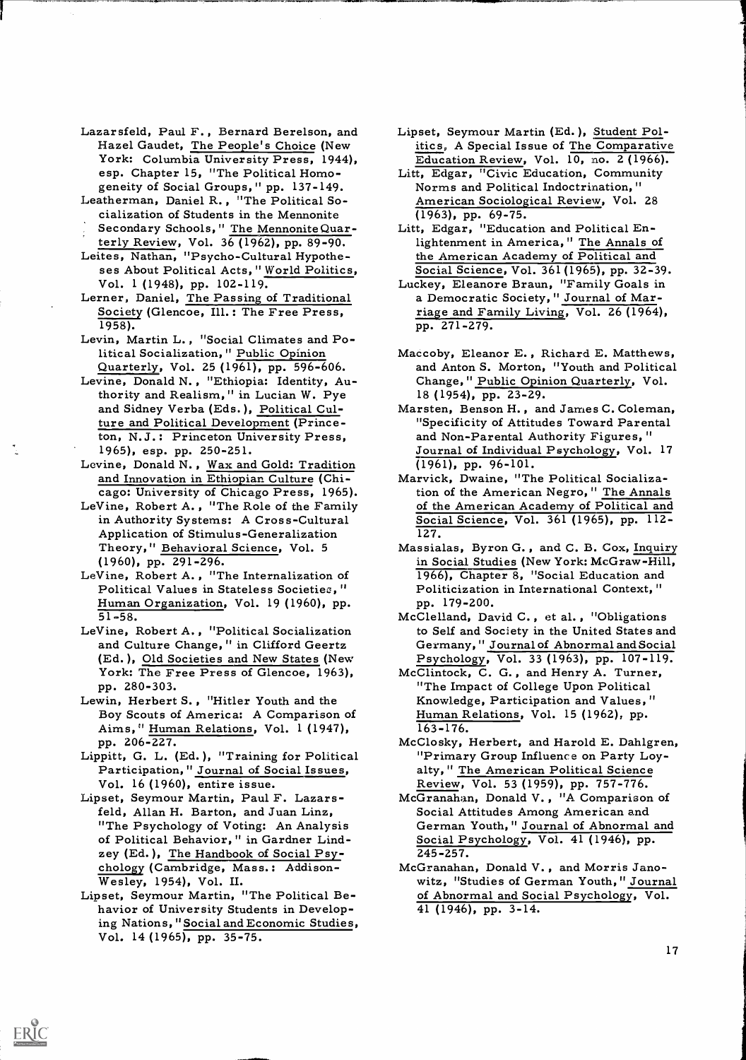Lazarsfeld, Paul F., Bernard Berelson, and Hazel Gaudet, The People's Choice (New York: Columbia University Press, 1944), esp. Chapter 15, "The Political Homogeneity of Social Groups," pp. 137-149.

Leatherman, Daniel R., "The Political Socialization of Students in the Mennonite Secondary Schools," The Mennonite Quarterly Review, Vol. 36 (1962), pp. 89-90.

Leites, Nathan, "Psycho-Cultural Hypotheses About Political Acts," World Politics, Vol. 1 (1948), pp. 102-119.

Lerner, Daniel, The Passing of Traditional Society (Glencoe, Ill.: The Free Press, 1958).

Levin, Martin L., "Social Climates and Political Socialization," Public Opinion Quarterly, Vol. 25 (1961), pp. 596-606.

Levine, Donald N., "Ethiopia: Identity, Authority and Realism," in Lucian W. Pye and Sidney Verba (Eds.), Political Culture and Political Development (Princeton, N.J.: Princeton University Press, 1965), esp. pp. 250-251.

Levine, Donald N., Wax and Gold: Tradition and Innovation in Ethiopian Culture (Chicago: University of Chicago Press, 1965).

LeVine, Robert A., "The Role of the Family in Authority Systems: A Cross-Cultural Application of Stimulus-Generalization Theory," Behavioral Science, Vol. 5 (1960), pp. 291-296.

LeVine, Robert A., "The Internalization of Political Values in Stateless Societies," Human Organization, Vol. 19 (1960), pp. 51-58.

LeVine, Robert A., "Political Socialization and Culture Change," in Clifford Geertz (Ed.), Old Societies and New States (New York: The Free Press of Glencoe, 1963), pp. 280-303.

Lewin, Herbert S., "Hitler Youth and the Boy Scouts of America: A Comparison of Aims," Human Relations, Vol. 1 (1947), pp. 206-227.

Lippitt, G. L. (Ed.), "Training for Political Participation," Journal of Social Issues, Vol. 16 (1960), entire issue.

Lipset, Seymour Martin, Paul F. Lazarsfeld, Allan H. Barton, and Juan Linz, "The Psychology of Voting: An Analysis of Political Behavior," in Gardner Lindzey (Ed.), The Handbook of Social Psychology (Cambridge, Mass.: Addison-Wesley, 1954), Vol. II.

Lipset, Seymour Martin, "The Political Behavior of University Students in Developing Nations," Social and Economic Studies, Vol. 14 (1965), pp. 35-75.

Lipset, Seymour Martin (Ed.), Student Politics, A Special Issue of The Comparative Education Review, Vol. 10, no. 2 (1966).

Litt, Edgar, "Civic Education, Community Norms and Political Indoctrination," American Sociological Review, Vol. 28 (1963), pp. 69-75.

Litt, Edgar, "Education and Political Enlightenment in America," The Annals of the American Academy of Political and Social Science, Vol. 361 (1965), pp. 32-39.

Luckey, Eleanore Braun, "Family Goals in a Democratic Society," Journal of Marriage and Family Living, Vol. 26 (1964), pp. 271-279.

Maccoby, Eleanor E., Richard E. Matthews, and Anton S. Morton, "Youth and Political Change," Public Opinion Quarterly, Vol. 18 (1954), pp. 23-29.

Marsten, Benson H., and James C. Coleman, "Specificity of Attitudes Toward Parental and Non-Parental Authority Figures," Journal of Individual Psychology, Vol. 17 (1961), pp. 96-101.

Marvick, Dwaine, "The Political Socialization of the American Negro," The Annals of the American Academy of Political and Social Science, Vol. 361 (1965), pp. 112-127.

Massialas, Byron G., and C. B. Cox, Inquiry in Social Studies (New York: McGraw-Hill, 1966), Chapter 8, "Social Education and Politicization in International Context," pp. 179-200.

McClelland, David C., et al., "Obligations to Self and Society in the United States and Germany," Journal of Abnormal and Social Psychology, Vol. 33 (1963), pp. 107-119.

McClintock, C. G., and Henry A. Turner, "The Impact of College Upon Political Knowledge, Participation and Values," Human Relations, Vol. 15 (1962), pp. 163-176.

McClosky, Herbert, and Harold E. Dahlgren, "Primary Group Influence on Party Loyalty," The American Political Science Review, Vol. 53 (1959), pp. 757-776.

McGranahan, Donald V., "A Comparison of Social Attitudes Among American and German Youth," Journal of Abnormal and Social Psychology, Vol. 41 (1946), pp. 245-257.

McGranahan, Donald V., and Morris Janowitz, "Studies of German Youth," Journal of Abnormal and Social Psychology, Vol. 41 (1946), pp. 3-14.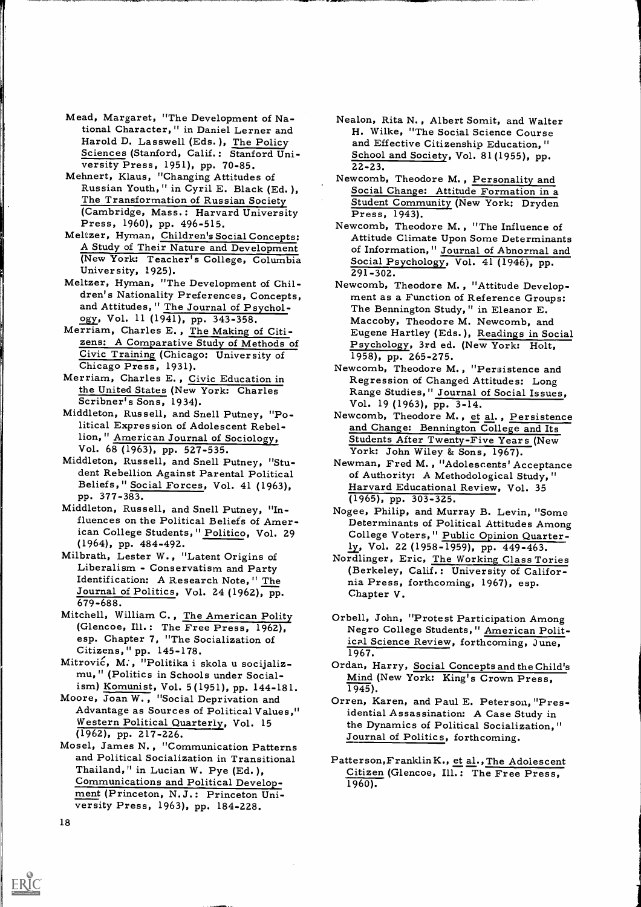Mead, Margaret, "The Development of National Character," in Daniel Lerner and Harold D. Lasswell (Eds.), The Policy Sciences (Stanford, Calif.: Stanford University Press, 1951), pp. 70-85.

Mehnert, Klaus, "Changing Attitudes of Russian Youth," in Cyril E. Black (Ed.), The Transformation of Russian Society (Cambridge, Mass.: Harvard University Press, 1960), pp. 496-515.

Meltzer, Hyman, Children's Social Concepts: A Study of Their Nature and Development (New York: Teacher's College, Columbia University, 1925).

Meltzer, Hyman, "The Development of Children's Nationality Preferences, Concepts, and Attitudes," The Journal of Psychology, Vol. 11 (1941), pp. 343-358.

Merriam, Charles E., The Making of Citizens: A Comparative Study of Methods of Civic Training (Chicago: University of Chicago Press, 1931).

Merriam, Charles E., Civic Education in the United States (New York: Charles Scribner's Sons, 1934).

Middleton, Russell, and Snell Putney, "Political Expression of Adolescent Rebellion," American Journal of Sociology, Vol. 68 (1963), pp. 527-535.

Middleton, Russell, and Snell Putney, "Student Rebellion Against Parental Political Beliefs," Social Forces, Vol. 41 (1963), pp. 377-383.

Middleton, Russell, and Snell Putney, "Influences on the Political Beliefs of American College Students," Politico, Vol. 29 (1964), pp. 484-492.

Milbrath, Lester W., "Latent Origins of Liberalism - Conservatism and Party Identification: A Research Note," The Journal of Politics, Vol. 24 (1962), pp. 679-688.

Mitchell, William C., The American Polity (Glencoe, Ill.: The Free Press, 1962), esp. Chapter 7, "The Socialization of Citizens," pp. 145-178.

Mitrović, M., "Politika i skola u socijalizmu," (Politics in Schools under Socialism) Komunist, Vol. 5 (1951), pp. 144-181.

Moore, Joan W., "Social Deprivation and Advantage as Sources of Political Values," Western Political Quarterly, Vol. 15 (1962), pp. 217-226.

Mosel, James N., "Communication Patterns and Political Socialization in Transitional Thailand," in Lucian W. Pye (Ed.), Communications and Political Development (Princeton, N.J.: Princeton University Press, 1963), pp. 184-228.

Nealon, Rita N., Albert Somit, and Walter H. Wilke, "The Social Science Course and Effective Citizenship Education," School and Society, Vol. 81 (1955), pp. 22-23.

Newcomb, Theodore M., Personality and Social Change: Attitude Formation in a Student Community (New York: Dryden Press, 1943).

Newcomb, Theodore M., "The Influence of Attitude Climate Upon Some Determinants of Information," Journal of Abnormal and Social Psychology, Vol. 41 (1946), pp. 291-302.

Newcomb, Theodore M., "Attitude Development as a Function of Reference Groups: The Bennington Study," in Eleanor E. Maccoby, Theodore M. Newcomb, and Eugene Hartley (Eds.), Readings in Social Psychology, 3rd ed. (New York: Holt, 1958), pp. 265-275.

Newcomb, Theodore M., "Persistence and Regression of Changed Attitudes: Long Range Studies," Journal of Social Issues, Vol. 19 (1963), pp. 3-14.

Newcomb, Theodore M., et al., Persistence and Change: Bennington College and Its Students After Twenty-Five Years (New York: John Wiley & Sons, 1967).

Newman, Fred M., "Adolescents' Acceptance of Authority: A Methodological Study," Harvard Educational Review, Vol. 35 (1965), pp. 303-325.

Nogee, Philip, and Murray B. Levin, "Some Determinants of Political Attitudes Among College Voters," Public Opinion Quarterly, Vol. 22 (1958-1959), pp. 449-463.

Nordlinger, Eric, The Working Class Tories (Berkeley, Calif.: University of California Press, forthcoming, 1967), esp. Chapter V.

Orbell, John, "Protest Participation Among Negro College Students," American Political Science Review, forthcoming, June, 1967.

Ordan, Harry, Social Concepts and the Child's Mind (New York: King's Crown Press, 1945).

Orren, Karen, and Paul E. Peterson, "Presidential Assassination: A Case Study in the Dynamics of Political Socialization," Journal of Politics, forthcoming.

Patterson, Franklin K., et al., The Adolescent Citizen (Glencoe, Ill.: The Free Press, 1960).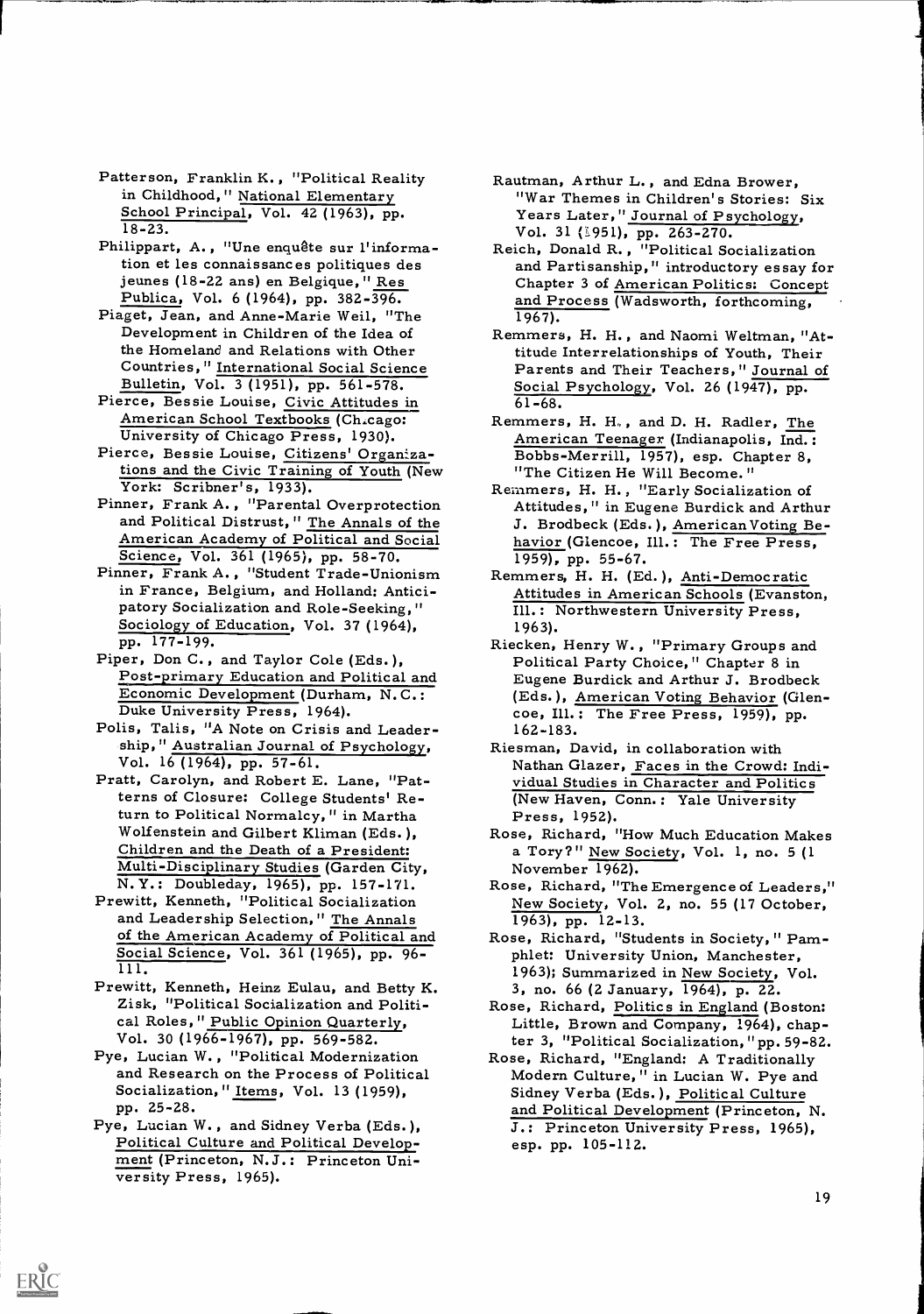Patterson, Franklin K., "Political Reality in Childhood," National Elementary School Principal, Vol. 42 (1963), pp. 18-23.

Philippart, A., "Une enquête sur l'information et les connaissances politiques des jeunes (18-22 ans) en Belgique," Res Publica, Vol. 6 (1964), pp. 382-396.

Piaget, Jean, and Anne-Marie Weil, "The Development in Children of the Idea of the Homeland and Relations with Other Countries," International Social Science Bulletin, Vol. 3 (1951), pp. 561-578.

Pierce, Bessie Louise, Civic Attitudes in American School Textbooks (Chicago: University of Chicago Press, 1930).

Pierce, Bessie Louise, Citizens' Organizations and the Civic Training of Youth (New York: Scribner's, 1933).

Pinner, Frank A., "Parental Overprotection and Political Distrust," The Annals of the American Academy of Political and Social Science, Vol. 361 (1965), pp. 58-70.

Pinner, Frank A., "Student Trade-Unionism in France, Belgium, and Holland: Anticipatory Socialization and Role-Seeking," Sociology of Education, Vol. 37 (1964), pp. 177-199.

Piper, Don C., and Taylor Cole (Eds.), Post-primary Education and Political and Economic Development (Durham, N.C.: Duke University Press, 1964).

Polis, Talis, "A Note on Crisis and Leadership," Australian Journal of Psychology, Vol. 16 (1964), pp. 57-61.

Pratt, Carolyn, and Robert E. Lane, "Patterns of Closure: College Students' Return to Political Normalcy," in Martha Wolfenstein and Gilbert Kliman (Eds.), Children and the Death of a President: Multi-Disciplinary Studies (Garden City, N.Y.: Doubleday, 1965), pp. 157-171.

Prewitt, Kenneth, "Political Socialization and Leadership Selection," The Annals of the American Academy of Political and Social Science, Vol. 361 (1965), pp. 96-111.

Prewitt, Kenneth, Heinz Eulau, and Betty K. Zisk, "Political Socialization and Political Roles," Public Opinion Quarterly, Vol. 30 (1966-1967), pp. 569-582.

Pye, Lucian W., "Political Modernization and Research on the Process of Political Socialization," Items, Vol. 13 (1959), pp. 25-28.

Pye, Lucian W., and Sidney Verba (Eds.), Political Culture and Political Development (Princeton, N.J.: Princeton University Press, 1965).

Rautman, Arthur L., and Edna Brower, "War Themes in Children's Stories: Six Years Later," Journal of Psychology, Vol. 31 (1951), pp. 263-270.

Reich, Donald R., "Political Socialization and Partisanship," introductory essay for Chapter 3 of American Politics: Concept and Process (Wadsworth, forthcoming, 1967).

Remmers, H. H., and Naomi Weltman, "Attitude Interrelationships of Youth, Their Parents and Their Teachers," Journal of Social Psychology, Vol. 26 (1947), pp. 61-68.

Remmers, H. H., and D. H. Radler, The American Teenager (Indianapolis, Ind.: Bobbs-Merrill, 1957), esp. Chapter 8, "The Citizen He Will Become."

Remmers, H. H., "Early Socialization of Attitudes," in Eugene Burdick and Arthur J. Brodbeck (Eds.), American Voting Behavior (Glencoe, Ill.: The Free Press, 1959), pp. 55-67.

Remmers, H. H. (Ed.), Anti-Democratic Attitudes in American Schools (Evanston, Ill.: Northwestern University Press, 1963).

Riecken, Henry W., "Primary Groups and Political Party Choice," Chapter 8 in Eugene Burdick and Arthur J. Brodbeck (Eds.), American Voting Behavior (Glencoe, Ill.: The Free Press, 1959), pp. 162-183.

Riesman, David, in collaboration with Nathan Glazer, Faces in the Crowd: Individual Studies in Character and Politics (New Haven, Conn.: Yale University Press, 1952).

Rose, Richard, "How Much Education Makes a Tory?" New Society, Vol. 1, no. 5 (1 November 1962).

Rose, Richard, "The Emergence of Leaders," New Society, Vol. 2, no. 55 (17 October, 1963), pp. 12-13.

Rose, Richard, "Students in Society," Pamphlet: University Union, Manchester, 1963); Summarized in New Society, Vol. 3, no. 66 (2 January, 1964), p. 22.

Rose, Richard, Politics in England (Boston: Little, Brown and Company, 1964), chapter 3, "Political Socialization," pp. 59-82.

Rose, Richard, "England: A Traditionally Modern Culture," in Lucian W. Pye and Sidney Verba (Eds.), Political Culture and Political Development (Princeton, N.J.: Princeton University Press, 1965), esp. pp. 105-112.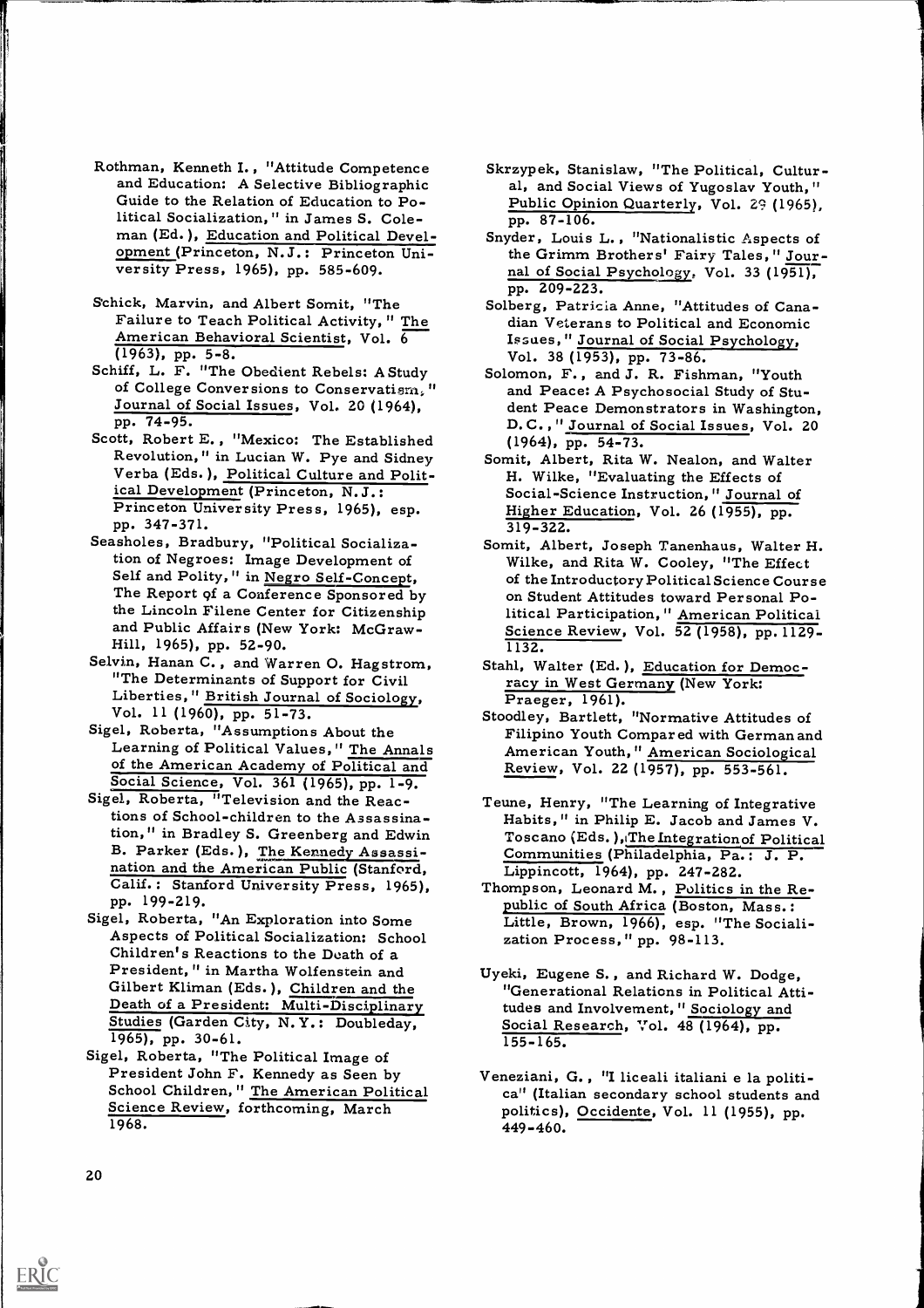Rothman, Kenneth I., "Attitude Competence and Education: A Selective Bibliographic Guide to the Relation of Education to Political Socialization," in James S. Coleman (Ed.), Education and Political Development (Princeton, N.J.: Princeton University Press, 1965), pp. 585-609.

Schick, Marvin, and Albert Somit, "The Failure to Teach Political Activity," The American Behavioral Scientist, Vol. 6 (1963), pp. 5-8.

Schiff, L. F. "The Obedient Rebels: A Study of College Conversions to Conservatism," Journal of Social Issues, Vol. 20 (1964), pp. 74-95.

Scott, Robert E., "Mexico: The Established Revolution," in Lucian W. Pye and Sidney Verba (Eds.), Political Culture and Political Development (Princeton, N.J.: Princeton University Press, 1965), esp. pp. 347-371.

Seasholes, Bradbury, "Political Socialization of Negroes: Image Development of Self and Polity," in Negro Self-Concept, The Report of a Conference Sponsored by the Lincoln Filene Center for Citizenship and Public Affairs (New York: McGraw-Hill, 1965), pp. 52-90.

Selvin, Hanan C., and Warren O. Hagstrom, "The Determinants of Support for Civil Liberties," British Journal of Sociology, Vol. 11 (1960), pp. 51-73.

Sigel, Roberta, "Assumptions About the Learning of Political Values," The Annals of the American Academy of Political and Social Science, Vol. 361 (1965), pp. 1-9.

Sigel, Roberta, "Television and the Reactions of School-children to the Assassination," in Bradley S. Greenberg and Edwin B. Parker (Eds.), The Kennedy Assassination and the American Public (Stanford, Calif.: Stanford University Press, 1965), pp. 199-219.

Sigel, Roberta, "An Exploration into Some Aspects of Political Socialization: School Children's Reactions to the Death of a President," in Martha Wolfenstein and Gilbert Kliman (Eds.), Children and the Death of a President: Multi-Disciplinary Studies (Garden City, N.Y.: Doubleday, 1965), pp. 30-61.

Sigel, Roberta, "The Political Image of President John F. Kennedy as Seen by School Children," The American Political Science Review, forthcoming, March 1968.

Skrzypek, Stanislaw, "The Political, Cultural, and Social Views of Yugoslav Youth," Public Opinion Quarterly, Vol. 29 (1965), pp. 87-106.

Snyder, Louis L., "Nationalistic Aspects of the Grimm Brothers' Fairy Tales," Journal of Social Psychology, Vol. 33 (1951), pp. 209-223.

Solberg, Patricia Anne, "Attitudes of Canadian Veterans to Political and Economic Issues," Journal of Social Psychology, Vol. 38 (1953), pp. 73-86.

Solomon, F., and J. R. Fishman, "Youth and Peace: A Psychosocial Study of Student Peace Demonstrators in Washington, D.C.," Journal of Social Issues, Vol. 20 (1964), pp. 54-73.

Somit, Albert, Rita W. Nealon, and Walter H. Wilke, "Evaluating the Effects of Social-Science Instruction," Journal of Higher Education, Vol. 26 (1955), pp. 319-322.

Somit, Albert, Joseph Tanenhaus, Walter H. Wilke, and Rita W. Cooley, "The Effect of the Introductory Political Science Course on Student Attitudes toward Personal Political Participation," American Political Science Review, Vol. 52 (1958), pp. 1129-1132.

Stahl, Walter (Ed.), Education for Democracy in West Germany (New York: Praeger, 1961).

Stoodley, Bartlett, "Normative Attitudes of Filipino Youth Compared with German and American Youth," American Sociological Review, Vol. 22 (1957), pp. 553-561.

Teune, Henry, "The Learning of Integrative Habits," in Philip E. Jacob and James V. Toscano (Eds.), The Integration of Political Communities (Philadelphia, Pa.: J. P. Lippincott, 1964), pp. 247-282.

Thompson, Leonard M., Politics in the Republic of South Africa (Boston, Mass.: Little, Brown, 1966), esp. "The Socialization Process," pp. 98-113.

Uyeki, Eugene S., and Richard W. Dodge, "Generational Relations in Political Attitudes and Involvement," Sociology and Social Research, Vol. 48 (1964), pp. 155-165.

Veneziani, G., "I liceali italiani e la politica" (Italian secondary school students and politics), Occidente, Vol. 11 (1955), pp. 449-460.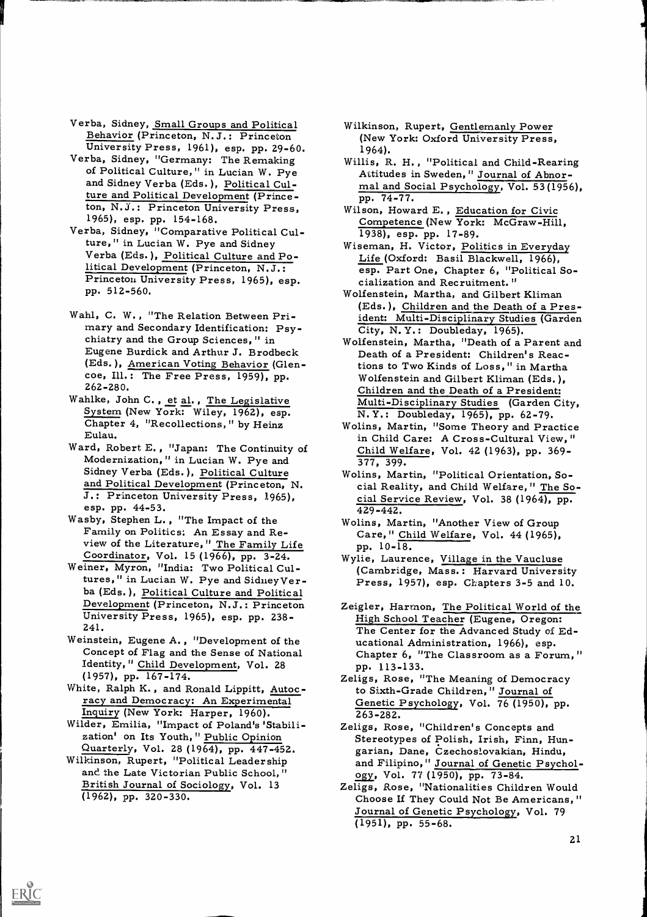Verba, Sidney, Small Groups and Political Behavior (Princeton, N.J.: Princeton University Press, 1961), esp. pp. 29-60.

Verba, Sidney, "Germany: The Remaking of Political Culture," in Lucian W. Pye and Sidney Verba (Eds.), Political Culture and Political Development (Princeton, N.J.: Princeton University Press, 1965), esp. pp. 154-168.

Verba, Sidney, "Comparative Political Culture," in Lucian W. Pye and Sidney Verba (Eds.), Political Culture and Political Development (Princeton, N.J.: Princeton University Press, 1965), esp. pp. 512-560.

Wahl, C. W., "The Relation Between Primary and Secondary Identification: Psychiatry and the Group Sciences," in Eugene Burdick and Arthur J. Brodbeck (Eds.), American Voting Behavior (Glencoe, Ill.: The Free Press, 1959), pp. 262-280.

Wahlke, John C., et al., The Legislative System (New York: Wiley, 1962), esp. Chapter 4, "Recollections," by Heinz Eulau.

Ward, Robert E., "Japan: The Continuity of Modernization," in Lucian W. Pye and Sidney Verba (Eds.), Political Culture and Political Development (Princeton, N.J.: Princeton University Press, 1965), esp. pp. 44-53.

Wasby, Stephen L., "The Impact of the Family on Politics: An Essay and Review of the Literature," The Family Life Coordinator, Vol. 15 (1966), pp. 3-24.

Weiner, Myron, "India: Two Political Cultures," in Lucian W. Pye and Sidney Verba (Eds.), Political Culture and Political Development (Princeton, N.J.: Princeton University Press, 1965), esp. pp. 238-241.

Weinstein, Eugene A., "Development of the Concept of Flag and the Sense of National Identity," Child Development, Vol. 28 (1957), pp. 167-174.

White, Ralph K., and Ronald Lippitt, Autocracy and Democracy: An Experimental Inquiry (New York: Harper, 1960).

Wilder, Emilia, "Impact of Poland's 'Stabilization' on Its Youth," Public Opinion Quarterly, Vol. 28 (1964), pp. 447-452.

Wilkinson, Rupert, "Political Leadership and the Late Victorian Public School," British Journal of Sociology, Vol. 13 (1962), pp. 320-330.

Wilkinson, Rupert, Gentlemanly Power (New York: Oxford University Press, 1964).

Willis, R. H., "Political and Child-Rearing Attitudes in Sweden," Journal of Abnormal and Social Psychology, Vol. 53 (1956), pp. 74-77.

Wilson, Howard E., Education for Civic Competence (New York: McGraw-Hill, 1938), esp. pp. 17-89.

Wiseman, H. Victor, Politics in Everyday Life (Oxford: Basil Blackwell, 1966), esp. Part One, Chapter 6, "Political Socialization and Recruitment."

Wolfenstein, Martha, and Gilbert Kliman (Eds.), Children and the Death of a President: Multi-Disciplinary Studies (Garden City, N.Y.: Doubleday, 1965).

Wolfenstein, Martha, "Death of a Parent and Death of a President: Children's Reactions to Two Kinds of Loss," in Martha Wolfenstein and Gilbert Kliman (Eds.), Children and the Death of a President: Multi-Disciplinary Studies (Garden City, N.Y.: Doubleday, 1965), pp. 62-79.

Wolins, Martin, "Some Theory and Practice in Child Care: A Cross-Cultural View," Child Welfare, Vol. 42 (1963), pp. 369-377, 399.

Wolins, Martin, "Political Orientation, Social Reality, and Child Welfare," The Social Service Review, Vol. 38 (1964), pp. 429-442.

Wolins, Martin, "Another View of Group Care," Child Welfare, Vol. 44 (1965), pp. 10-18.

Wylie, Laurence, Village in the Vaucluse (Cambridge, Mass.: Harvard University Press, 1957), esp. Chapters 3-5 and 10.

Zeigler, Harmon, The Political World of the High School Teacher (Eugene, Oregon: The Center for the Advanced Study of Educational Administration, 1966), esp. Chapter 6, "The Classroom as a Forum," pp. 113-133.

Zeligs, Rose, "The Meaning of Democracy to Sixth-Grade Children," Journal of Genetic Psychology, Vol. 76 (1950), pp. 263-282.

Zeligs, Rose, "Children's Concepts and Stereotypes of Polish, Irish, Finn, Hungarian, Dane, Czechoslovakian, Hindu, and Filipino," Journal of Genetic Psychology, Vol. 77 (1950), pp. 73-84.

Zeligs, Rose, "Nationalities Children Would Choose If They Could Not Be Americans," Journal of Genetic Psychology, Vol. 79 (1951), pp. 55-68.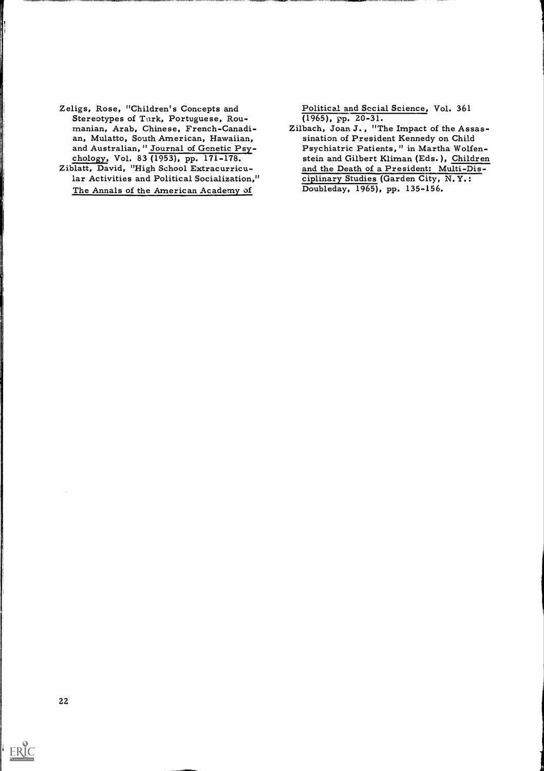Zeligs, Rose, "Children's Concepts and Stereotypes of Turk, Portuguese, Roumanian, Arab, Chinese, French-Canadian, Mulatto, South American, Hawaiian, and Australian," Journal of Genetic Psychology, Vol. 83 (1953), pp. 171-178.

Ziblatt, David, "High School Extracurricular Activities and Political Socialization," The Annals of the American Academy of Political and Social Science, Vol. 361 (1965), pp. 20-31.

Zilbach, Joan J., "The Impact of the Assassination of President Kennedy on Child Psychiatric Patients," in Martha Wolfenstein and Gilbert Kliman (Eds.), Children and the Death of a President: Multi-Disciplinary Studies (Garden City, N.Y.: Doubleday, 1965), pp. 135-156.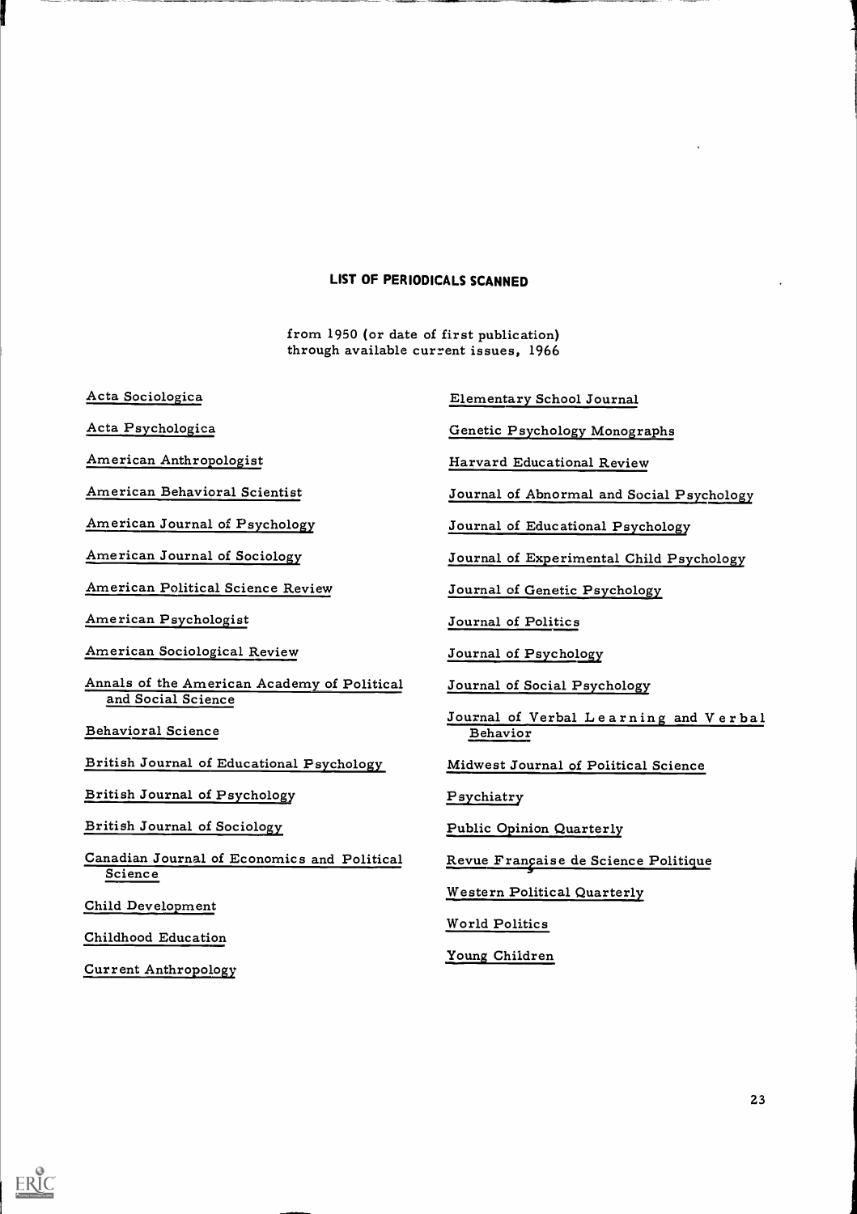## LIST OF PERIODICALS SCANNED

from 1950 (or date of first publication)
through available current issues, 1966

Acta Sociologica

Acta Psychologica

American Anthropologist

American Behavioral Scientist

American Journal of Psychology

American Journal of Sociology

American Political Science Review

American Psychologist

American Sociological Review

Annals of the American Academy of Political and Social Science

Behavioral Science

British Journal of Educational Psychology

British Journal of Psychology

British Journal of Sociology

Canadian Journal of Economics and Political Science

Child Development

Childhood Education

Current Anthropology

Elementary School Journal

Genetic Psychology Monographs

Harvard Educational Review

Journal of Abnormal and Social Psychology

Journal of Educational Psychology

Journal of Experimental Child Psychology

Journal of Genetic Psychology

Journal of Politics

Journal of Psychology

Journal of Social Psychology

Journal of Verbal Learning and Verbal Behavior

Midwest Journal of Political Science

Psychiatry

Public Opinion Quarterly

Revue Française de Science Politique

Western Political Quarterly

World Politics

Young Children